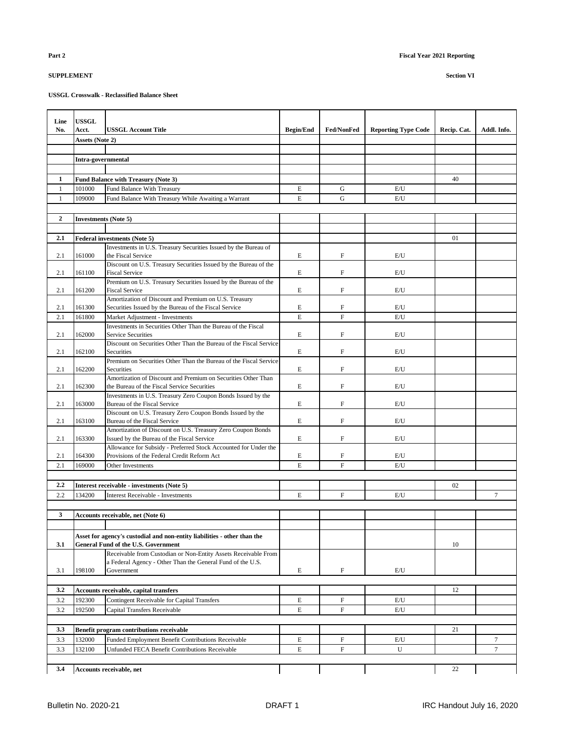**Part 2** **Fiscal Year 2021 Reporting**

**SUPPLEMENT** **Section VI**

**USSGL Crosswalk - Reclassified Balance Sheet**

| Line No. | USSGL Acct. | USSGL Account Title | Begin/End | Fed/NonFed | Reporting Type Code | Recip. Cat. | Addl. Info. |
|---|---|---|---|---|---|---|---|
| | **Assets (Note 2)** | | | | | | |
| | | | | | | | |
| | **Intra-governmental** | | | | | | |
| | | | | | | | |
| **1** | **Fund Balance with Treasury (Note 3)** | | | | | 40 | |
| 1 | 101000 | Fund Balance With Treasury | E | G | E/U | | |
| 1 | 109000 | Fund Balance With Treasury While Awaiting a Warrant | E | G | E/U | | |
| | | | | | | | |
| **2** | **Investments (Note 5)** | | | | | | |
| | | | | | | | |
| **2.1** | **Federal investments (Note 5)** | | | | | 01 | |
| 2.1 | 161000 | Investments in U.S. Treasury Securities Issued by the Bureau of the Fiscal Service | E | F | E/U | | |
| 2.1 | 161100 | Discount on U.S. Treasury Securities Issued by the Bureau of the Fiscal Service | E | F | E/U | | |
| 2.1 | 161200 | Premium on U.S. Treasury Securities Issued by the Bureau of the Fiscal Service | E | F | E/U | | |
| 2.1 | 161300 | Amortization of Discount and Premium on U.S. Treasury Securities Issued by the Bureau of the Fiscal Service | E | F | E/U | | |
| 2.1 | 161800 | Market Adjustment - Investments | E | F | E/U | | |
| 2.1 | 162000 | Investments in Securities Other Than the Bureau of the Fiscal Service Securities | E | F | E/U | | |
| 2.1 | 162100 | Discount on Securities Other Than the Bureau of the Fiscal Service Securities | E | F | E/U | | |
| 2.1 | 162200 | Premium on Securities Other Than the Bureau of the Fiscal Service Securities | E | F | E/U | | |
| 2.1 | 162300 | Amortization of Discount and Premium on Securities Other Than the Bureau of the Fiscal Service Securities | E | F | E/U | | |
| 2.1 | 163000 | Investments in U.S. Treasury Zero Coupon Bonds Issued by the Bureau of the Fiscal Service | E | F | E/U | | |
| 2.1 | 163100 | Discount on U.S. Treasury Zero Coupon Bonds Issued by the Bureau of the Fiscal Service | E | F | E/U | | |
| 2.1 | 163300 | Amortization of Discount on U.S. Treasury Zero Coupon Bonds Issued by the Bureau of the Fiscal Service | E | F | E/U | | |
| 2.1 | 164300 | Allowance for Subsidy - Preferred Stock Accounted for Under the Provisions of the Federal Credit Reform Act | E | F | E/U | | |
| 2.1 | 169000 | Other Investments | E | F | E/U | | |
| | | | | | | | |
| **2.2** | **Interest receivable - investments (Note 5)** | | | | | 02 | |
| 2.2 | 134200 | Interest Receivable - Investments | E | F | E/U | | 7 |
| | | | | | | | |
| **3** | **Accounts receivable, net (Note 6)** | | | | | | |
| | | | | | | | |
| **3.1** | **Asset for agency's custodial and non-entity liabilities - other than the General Fund of the U.S. Government** | | | | | 10 | |
| 3.1 | 198100 | Receivable from Custodian or Non-Entity Assets Receivable From a Federal Agency - Other Than the General Fund of the U.S. Government | E | F | E/U | | |
| | | | | | | | |
| **3.2** | **Accounts receivable, capital transfers** | | | | | 12 | |
| 3.2 | 192300 | Contingent Receivable for Capital Transfers | E | F | E/U | | |
| 3.2 | 192500 | Capital Transfers Receivable | E | F | E/U | | |
| | | | | | | | |
| **3.3** | **Benefit program contributions receivable** | | | | | 21 | |
| 3.3 | 132000 | Funded Employment Benefit Contributions Receivable | E | F | E/U | | 7 |
| 3.3 | 132100 | Unfunded FECA Benefit Contributions Receivable | E | F | U | | 7 |
| | | | | | | | |
| **3.4** | **Accounts receivable, net** | | | | | 22 | |

Bulletin No. 2020-21 DRAFT 1 IRC Handout July 16, 2020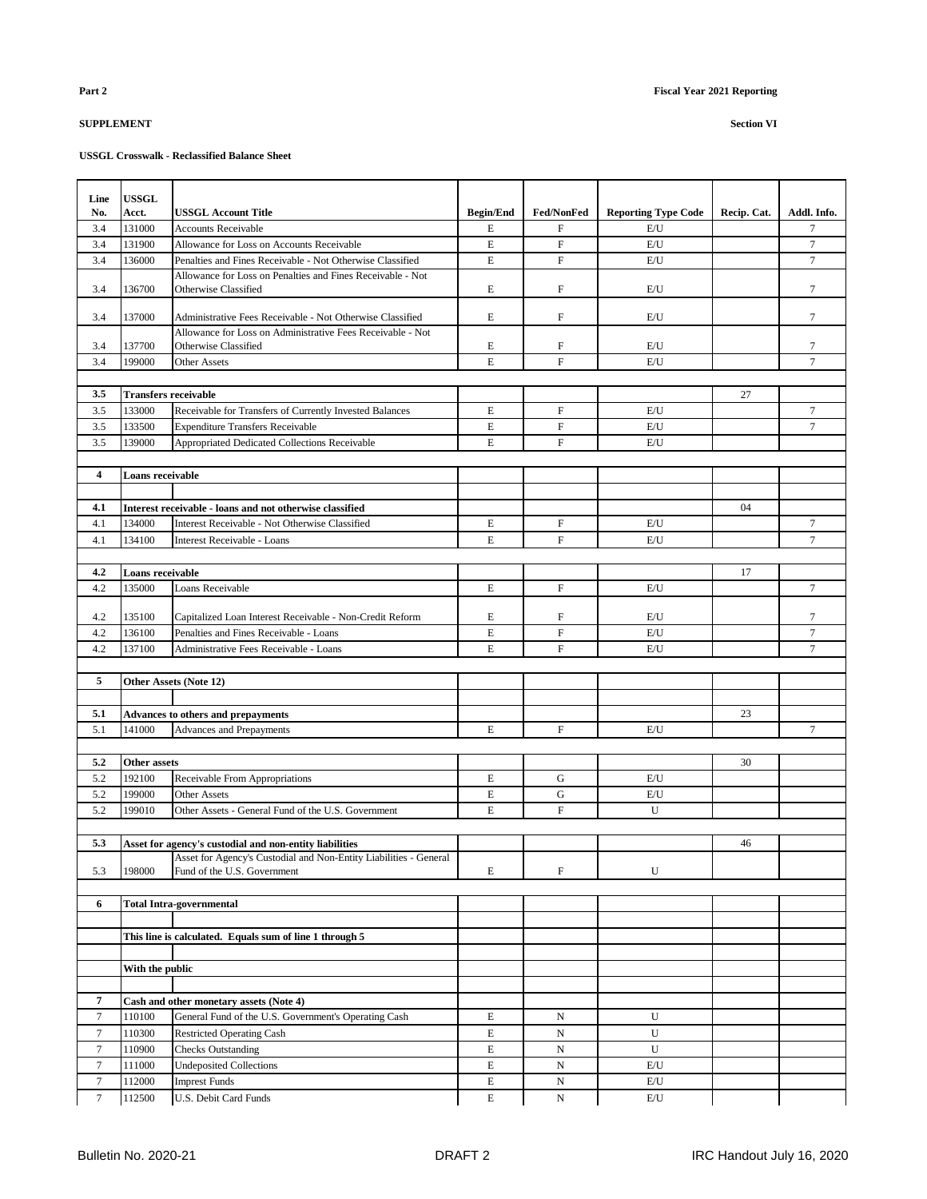**Part 2**

**Fiscal Year 2021 Reporting**

**SUPPLEMENT**

**Section VI**

**USSGL Crosswalk - Reclassified Balance Sheet**

| Line No. | USSGL Acct. | USSGL Account Title | Begin/End | Fed/NonFed | Reporting Type Code | Recip. Cat. | Addl. Info. |
|---|---|---|---|---|---|---|---|
| 3.4 | 131000 | Accounts Receivable | E | F | E/U | | 7 |
| 3.4 | 131900 | Allowance for Loss on Accounts Receivable | E | F | E/U | | 7 |
| 3.4 | 136000 | Penalties and Fines Receivable - Not Otherwise Classified | E | F | E/U | | 7 |
| 3.4 | 136700 | Allowance for Loss on Penalties and Fines Receivable - Not Otherwise Classified | E | F | E/U | | 7 |
| 3.4 | 137000 | Administrative Fees Receivable - Not Otherwise Classified | E | F | E/U | | 7 |
| 3.4 | 137700 | Allowance for Loss on Administrative Fees Receivable - Not Otherwise Classified | E | F | E/U | | 7 |
| 3.4 | 199000 | Other Assets | E | F | E/U | | 7 |
| | | | | | | | |
| **3.5** | **Transfers receivable** | | | | | 27 | |
| 3.5 | 133000 | Receivable for Transfers of Currently Invested Balances | E | F | E/U | | 7 |
| 3.5 | 133500 | Expenditure Transfers Receivable | E | F | E/U | | 7 |
| 3.5 | 139000 | Appropriated Dedicated Collections Receivable | E | F | E/U | | |
| | | | | | | | |
| **4** | **Loans receivable** | | | | | | |
| | | | | | | | |
| **4.1** | **Interest receivable - loans and not otherwise classified** | | | | | 04 | |
| 4.1 | 134000 | Interest Receivable - Not Otherwise Classified | E | F | E/U | | 7 |
| 4.1 | 134100 | Interest Receivable - Loans | E | F | E/U | | 7 |
| | | | | | | | |
| **4.2** | **Loans receivable** | | | | | 17 | |
| 4.2 | 135000 | Loans Receivable | E | F | E/U | | 7 |
| 4.2 | 135100 | Capitalized Loan Interest Receivable - Non-Credit Reform | E | F | E/U | | 7 |
| 4.2 | 136100 | Penalties and Fines Receivable - Loans | E | F | E/U | | 7 |
| 4.2 | 137100 | Administrative Fees Receivable - Loans | E | F | E/U | | 7 |
| | | | | | | | |
| **5** | **Other Assets (Note 12)** | | | | | | |
| | | | | | | | |
| **5.1** | **Advances to others and prepayments** | | | | | 23 | |
| 5.1 | 141000 | Advances and Prepayments | E | F | E/U | | 7 |
| | | | | | | | |
| **5.2** | **Other assets** | | | | | 30 | |
| 5.2 | 192100 | Receivable From Appropriations | E | G | E/U | | |
| 5.2 | 199000 | Other Assets | E | G | E/U | | |
| 5.2 | 199010 | Other Assets - General Fund of the U.S. Government | E | F | U | | |
| | | | | | | | |
| **5.3** | **Asset for agency's custodial and non-entity liabilities** | | | | | 46 | |
| 5.3 | 198000 | Asset for Agency's Custodial and Non-Entity Liabilities - General Fund of the U.S. Government | E | F | U | | |
| | | | | | | | |
| **6** | **Total Intra-governmental** | | | | | | |
| | | | | | | | |
| | **This line is calculated. Equals sum of line 1 through 5** | | | | | | |
| | | | | | | | |
| | **With the public** | | | | | | |
| | | | | | | | |
| **7** | **Cash and other monetary assets (Note 4)** | | | | | | |
| 7 | 110100 | General Fund of the U.S. Government's Operating Cash | E | N | U | | |
| 7 | 110300 | Restricted Operating Cash | E | N | U | | |
| 7 | 110900 | Checks Outstanding | E | N | U | | |
| 7 | 111000 | Undeposited Collections | E | N | E/U | | |
| 7 | 112000 | Imprest Funds | E | N | E/U | | |
| 7 | 112500 | U.S. Debit Card Funds | E | N | E/U | | |

Bulletin No. 2020-21 DRAFT 2 IRC Handout July 16, 2020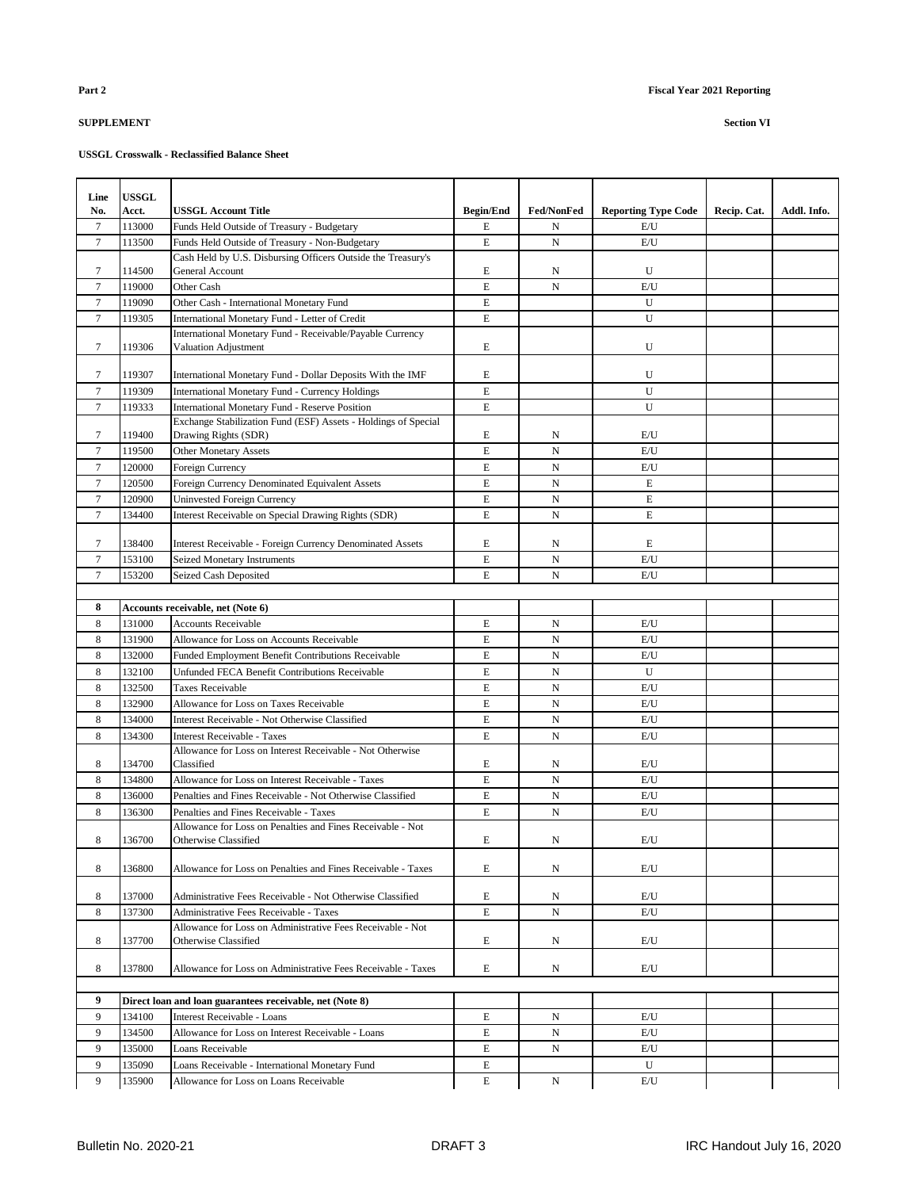**Part 2** **Fiscal Year 2021 Reporting**

**SUPPLEMENT** **Section VI**

**USSGL Crosswalk - Reclassified Balance Sheet**

| Line No. | USSGL Acct. | USSGL Account Title | Begin/End | Fed/NonFed | Reporting Type Code | Recip. Cat. | Addl. Info. |
|---|---|---|---|---|---|---|---|
| 7 | 113000 | Funds Held Outside of Treasury - Budgetary | E | N | E/U | | |
| 7 | 113500 | Funds Held Outside of Treasury - Non-Budgetary | E | N | E/U | | |
| 7 | 114500 | Cash Held by U.S. Disbursing Officers Outside the Treasury's General Account | E | N | U | | |
| 7 | 119000 | Other Cash | E | N | E/U | | |
| 7 | 119090 | Other Cash - International Monetary Fund | E | | U | | |
| 7 | 119305 | International Monetary Fund - Letter of Credit | E | | U | | |
| 7 | 119306 | International Monetary Fund - Receivable/Payable Currency Valuation Adjustment | E | | U | | |
| 7 | 119307 | International Monetary Fund - Dollar Deposits With the IMF | E | | U | | |
| 7 | 119309 | International Monetary Fund - Currency Holdings | E | | U | | |
| 7 | 119333 | International Monetary Fund - Reserve Position | E | | U | | |
| 7 | 119400 | Exchange Stabilization Fund (ESF) Assets - Holdings of Special Drawing Rights (SDR) | E | N | E/U | | |
| 7 | 119500 | Other Monetary Assets | E | N | E/U | | |
| 7 | 120000 | Foreign Currency | E | N | E/U | | |
| 7 | 120500 | Foreign Currency Denominated Equivalent Assets | E | N | E | | |
| 7 | 120900 | Uninvested Foreign Currency | E | N | E | | |
| 7 | 134400 | Interest Receivable on Special Drawing Rights (SDR) | E | N | E | | |
| 7 | 138400 | Interest Receivable - Foreign Currency Denominated Assets | E | N | E | | |
| 7 | 153100 | Seized Monetary Instruments | E | N | E/U | | |
| 7 | 153200 | Seized Cash Deposited | E | N | E/U | | |
| | | | | | | | |
| **8** | **Accounts receivable, net (Note 6)** | | | | | | |
| 8 | 131000 | Accounts Receivable | E | N | E/U | | |
| 8 | 131900 | Allowance for Loss on Accounts Receivable | E | N | E/U | | |
| 8 | 132000 | Funded Employment Benefit Contributions Receivable | E | N | E/U | | |
| 8 | 132100 | Unfunded FECA Benefit Contributions Receivable | E | N | U | | |
| 8 | 132500 | Taxes Receivable | E | N | E/U | | |
| 8 | 132900 | Allowance for Loss on Taxes Receivable | E | N | E/U | | |
| 8 | 134000 | Interest Receivable - Not Otherwise Classified | E | N | E/U | | |
| 8 | 134300 | Interest Receivable - Taxes | E | N | E/U | | |
| 8 | 134700 | Allowance for Loss on Interest Receivable - Not Otherwise Classified | E | N | E/U | | |
| 8 | 134800 | Allowance for Loss on Interest Receivable - Taxes | E | N | E/U | | |
| 8 | 136000 | Penalties and Fines Receivable - Not Otherwise Classified | E | N | E/U | | |
| 8 | 136300 | Penalties and Fines Receivable - Taxes | E | N | E/U | | |
| 8 | 136700 | Allowance for Loss on Penalties and Fines Receivable - Not Otherwise Classified | E | N | E/U | | |
| 8 | 136800 | Allowance for Loss on Penalties and Fines Receivable - Taxes | E | N | E/U | | |
| 8 | 137000 | Administrative Fees Receivable - Not Otherwise Classified | E | N | E/U | | |
| 8 | 137300 | Administrative Fees Receivable - Taxes | E | N | E/U | | |
| 8 | 137700 | Allowance for Loss on Administrative Fees Receivable - Not Otherwise Classified | E | N | E/U | | |
| 8 | 137800 | Allowance for Loss on Administrative Fees Receivable - Taxes | E | N | E/U | | |
| | | | | | | | |
| **9** | **Direct loan and loan guarantees receivable, net (Note 8)** | | | | | | |
| 9 | 134100 | Interest Receivable - Loans | E | N | E/U | | |
| 9 | 134500 | Allowance for Loss on Interest Receivable - Loans | E | N | E/U | | |
| 9 | 135000 | Loans Receivable | E | N | E/U | | |
| 9 | 135090 | Loans Receivable - International Monetary Fund | E | | U | | |
| 9 | 135900 | Allowance for Loss on Loans Receivable | E | N | E/U | | |

Bulletin No. 2020-21 DRAFT 3 IRC Handout July 16, 2020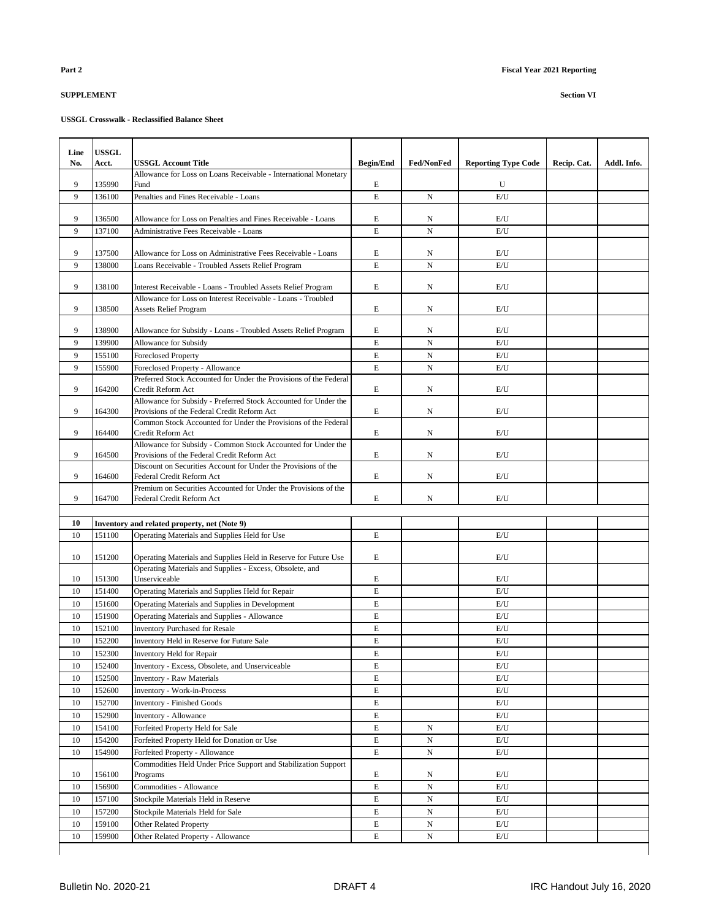**Part 2** **Fiscal Year 2021 Reporting**

**SUPPLEMENT** **Section VI**

**USSGL Crosswalk - Reclassified Balance Sheet**

| Line No. | USSGL Acct. | USSGL Account Title | Begin/End | Fed/NonFed | Reporting Type Code | Recip. Cat. | Addl. Info. |
|---|---|---|---|---|---|---|---|
| 9 | 135990 | Allowance for Loss on Loans Receivable - International Monetary Fund | E | | U | | |
| 9 | 136100 | Penalties and Fines Receivable - Loans | E | N | E/U | | |
| 9 | 136500 | Allowance for Loss on Penalties and Fines Receivable - Loans | E | N | E/U | | |
| 9 | 137100 | Administrative Fees Receivable - Loans | E | N | E/U | | |
| 9 | 137500 | Allowance for Loss on Administrative Fees Receivable - Loans | E | N | E/U | | |
| 9 | 138000 | Loans Receivable - Troubled Assets Relief Program | E | N | E/U | | |
| 9 | 138100 | Interest Receivable - Loans - Troubled Assets Relief Program | E | N | E/U | | |
| 9 | 138500 | Allowance for Loss on Interest Receivable - Loans - Troubled Assets Relief Program | E | N | E/U | | |
| 9 | 138900 | Allowance for Subsidy - Loans - Troubled Assets Relief Program | E | N | E/U | | |
| 9 | 139900 | Allowance for Subsidy | E | N | E/U | | |
| 9 | 155100 | Foreclosed Property | E | N | E/U | | |
| 9 | 155900 | Foreclosed Property - Allowance | E | N | E/U | | |
| 9 | 164200 | Preferred Stock Accounted for Under the Provisions of the Federal Credit Reform Act | E | N | E/U | | |
| 9 | 164300 | Allowance for Subsidy - Preferred Stock Accounted for Under the Provisions of the Federal Credit Reform Act | E | N | E/U | | |
| 9 | 164400 | Common Stock Accounted for Under the Provisions of the Federal Credit Reform Act | E | N | E/U | | |
| 9 | 164500 | Allowance for Subsidy - Common Stock Accounted for Under the Provisions of the Federal Credit Reform Act | E | N | E/U | | |
| 9 | 164600 | Discount on Securities Account for Under the Provisions of the Federal Credit Reform Act | E | N | E/U | | |
| 9 | 164700 | Premium on Securities Accounted for Under the Provisions of the Federal Credit Reform Act | E | N | E/U | | |
| | | | | | | | |
| **10** | **Inventory and related property, net (Note 9)** | | | | | | |
| 10 | 151100 | Operating Materials and Supplies Held for Use | E | | E/U | | |
| 10 | 151200 | Operating Materials and Supplies Held in Reserve for Future Use | E | | E/U | | |
| 10 | 151300 | Operating Materials and Supplies - Excess, Obsolete, and Unserviceable | E | | E/U | | |
| 10 | 151400 | Operating Materials and Supplies Held for Repair | E | | E/U | | |
| 10 | 151600 | Operating Materials and Supplies in Development | E | | E/U | | |
| 10 | 151900 | Operating Materials and Supplies - Allowance | E | | E/U | | |
| 10 | 152100 | Inventory Purchased for Resale | E | | E/U | | |
| 10 | 152200 | Inventory Held in Reserve for Future Sale | E | | E/U | | |
| 10 | 152300 | Inventory Held for Repair | E | | E/U | | |
| 10 | 152400 | Inventory - Excess, Obsolete, and Unserviceable | E | | E/U | | |
| 10 | 152500 | Inventory - Raw Materials | E | | E/U | | |
| 10 | 152600 | Inventory - Work-in-Process | E | | E/U | | |
| 10 | 152700 | Inventory - Finished Goods | E | | E/U | | |
| 10 | 152900 | Inventory - Allowance | E | | E/U | | |
| 10 | 154100 | Forfeited Property Held for Sale | E | N | E/U | | |
| 10 | 154200 | Forfeited Property Held for Donation or Use | E | N | E/U | | |
| 10 | 154900 | Forfeited Property - Allowance | E | N | E/U | | |
| 10 | 156100 | Commodities Held Under Price Support and Stabilization Support Programs | E | N | E/U | | |
| 10 | 156900 | Commodities - Allowance | E | N | E/U | | |
| 10 | 157100 | Stockpile Materials Held in Reserve | E | N | E/U | | |
| 10 | 157200 | Stockpile Materials Held for Sale | E | N | E/U | | |
| 10 | 159100 | Other Related Property | E | N | E/U | | |
| 10 | 159900 | Other Related Property - Allowance | E | N | E/U | | |

Bulletin No. 2020-21 DRAFT 4 IRC Handout July 16, 2020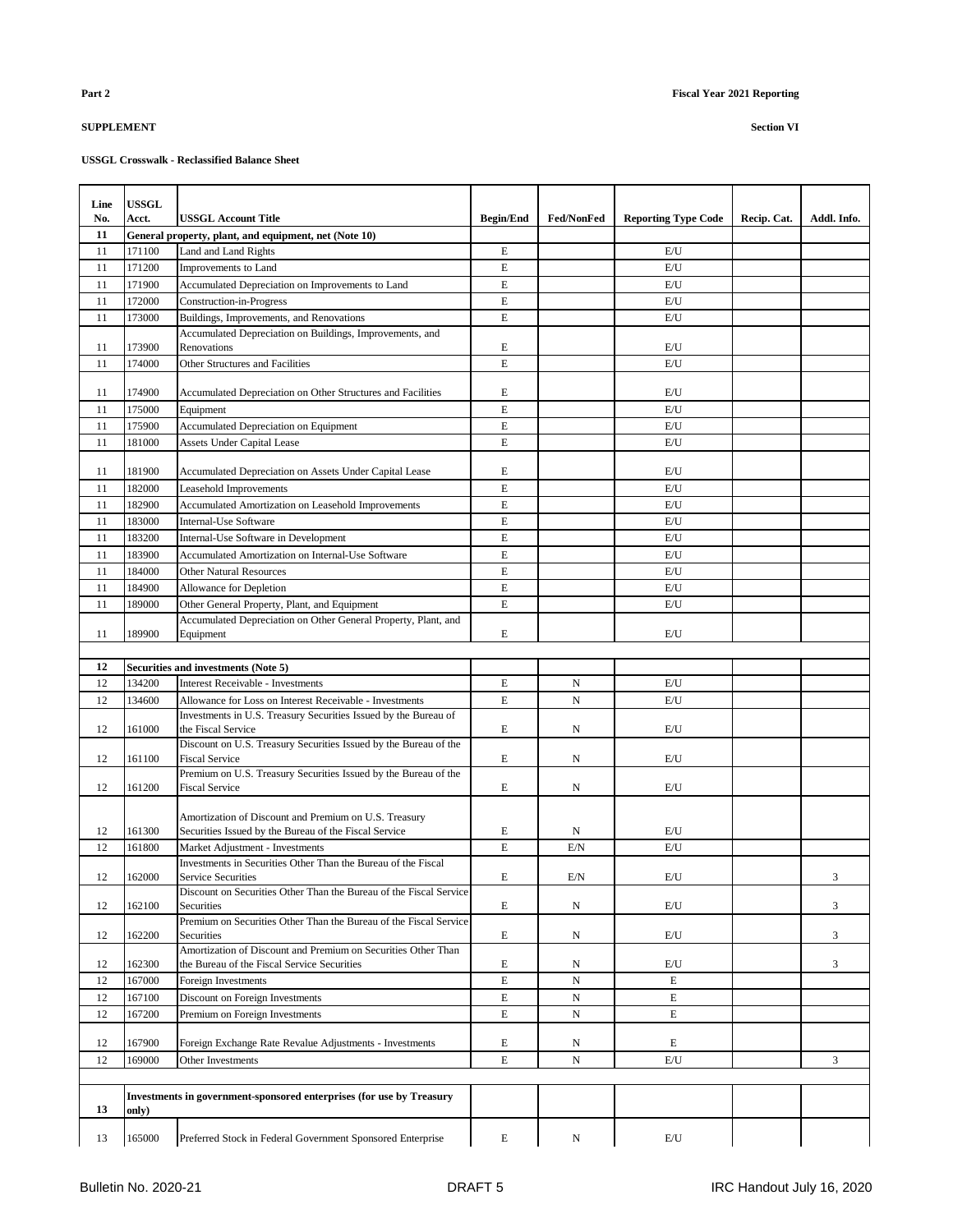**Part 2** | **Fiscal Year 2021 Reporting**

**SUPPLEMENT** | **Section VI**

**USSGL Crosswalk - Reclassified Balance Sheet**

| Line No. | USSGL Acct. | USSGL Account Title | Begin/End | Fed/NonFed | Reporting Type Code | Recip. Cat. | Addl. Info. |
|---|---|---|---|---|---|---|---|
| **11** | **General property, plant, and equipment, net (Note 10)** | | | | | | |
| 11 | 171100 | Land and Land Rights | E | | E/U | | |
| 11 | 171200 | Improvements to Land | E | | E/U | | |
| 11 | 171900 | Accumulated Depreciation on Improvements to Land | E | | E/U | | |
| 11 | 172000 | Construction-in-Progress | E | | E/U | | |
| 11 | 173000 | Buildings, Improvements, and Renovations | E | | E/U | | |
| 11 | 173900 | Accumulated Depreciation on Buildings, Improvements, and Renovations | E | | E/U | | |
| 11 | 174000 | Other Structures and Facilities | E | | E/U | | |
| 11 | 174900 | Accumulated Depreciation on Other Structures and Facilities | E | | E/U | | |
| 11 | 175000 | Equipment | E | | E/U | | |
| 11 | 175900 | Accumulated Depreciation on Equipment | E | | E/U | | |
| 11 | 181000 | Assets Under Capital Lease | E | | E/U | | |
| 11 | 181900 | Accumulated Depreciation on Assets Under Capital Lease | E | | E/U | | |
| 11 | 182000 | Leasehold Improvements | E | | E/U | | |
| 11 | 182900 | Accumulated Amortization on Leasehold Improvements | E | | E/U | | |
| 11 | 183000 | Internal-Use Software | E | | E/U | | |
| 11 | 183200 | Internal-Use Software in Development | E | | E/U | | |
| 11 | 183900 | Accumulated Amortization on Internal-Use Software | E | | E/U | | |
| 11 | 184000 | Other Natural Resources | E | | E/U | | |
| 11 | 184900 | Allowance for Depletion | E | | E/U | | |
| 11 | 189000 | Other General Property, Plant, and Equipment | E | | E/U | | |
| 11 | 189900 | Accumulated Depreciation on Other General Property, Plant, and Equipment | E | | E/U | | |
| | | | | | | | |
| **12** | **Securities and investments (Note 5)** | | | | | | |
| 12 | 134200 | Interest Receivable - Investments | E | N | E/U | | |
| 12 | 134600 | Allowance for Loss on Interest Receivable - Investments | E | N | E/U | | |
| 12 | 161000 | Investments in U.S. Treasury Securities Issued by the Bureau of the Fiscal Service | E | N | E/U | | |
| 12 | 161100 | Discount on U.S. Treasury Securities Issued by the Bureau of the Fiscal Service | E | N | E/U | | |
| 12 | 161200 | Premium on U.S. Treasury Securities Issued by the Bureau of the Fiscal Service | E | N | E/U | | |
| 12 | 161300 | Amortization of Discount and Premium on U.S. Treasury Securities Issued by the Bureau of the Fiscal Service | E | N | E/U | | |
| 12 | 161800 | Market Adjustment - Investments | E | E/N | E/U | | |
| 12 | 162000 | Investments in Securities Other Than the Bureau of the Fiscal Service Securities | E | E/N | E/U | | 3 |
| 12 | 162100 | Discount on Securities Other Than the Bureau of the Fiscal Service Securities | E | N | E/U | | 3 |
| 12 | 162200 | Premium on Securities Other Than the Bureau of the Fiscal Service Securities | E | N | E/U | | 3 |
| 12 | 162300 | Amortization of Discount and Premium on Securities Other Than the Bureau of the Fiscal Service Securities | E | N | E/U | | 3 |
| 12 | 167000 | Foreign Investments | E | N | E | | |
| 12 | 167100 | Discount on Foreign Investments | E | N | E | | |
| 12 | 167200 | Premium on Foreign Investments | E | N | E | | |
| 12 | 167900 | Foreign Exchange Rate Revalue Adjustments - Investments | E | N | E | | |
| 12 | 169000 | Other Investments | E | N | E/U | | 3 |
| | | | | | | | |
| **13** | **Investments in government-sponsored enterprises (for use by Treasury only)** | | | | | | |
| 13 | 165000 | Preferred Stock in Federal Government Sponsored Enterprise | E | N | E/U | | |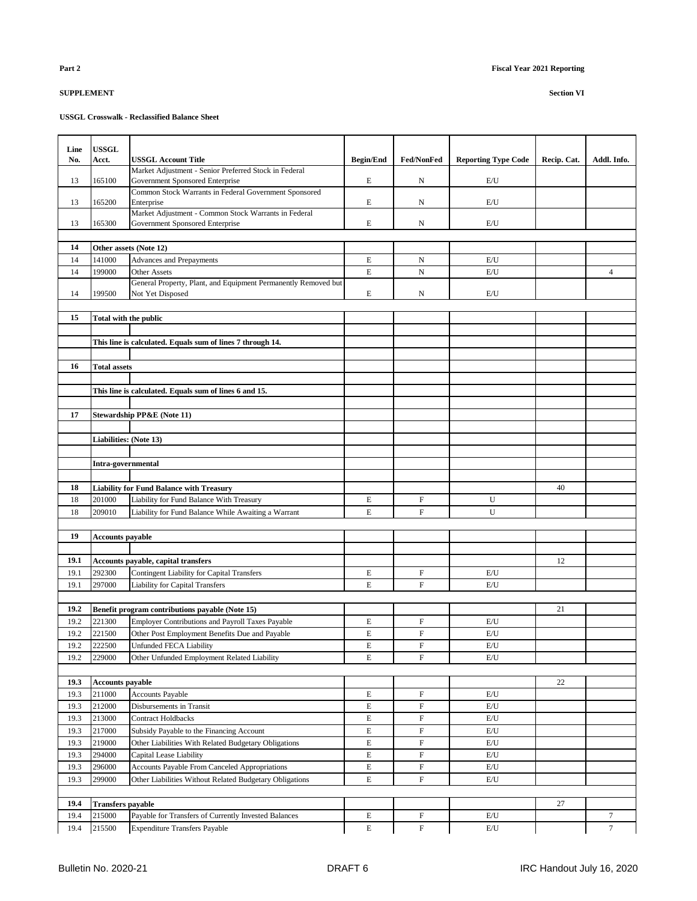**Part 2** **Fiscal Year 2021 Reporting**

**SUPPLEMENT** **Section VI**

**USSGL Crosswalk - Reclassified Balance Sheet**

| Line No. | USSGL Acct. | USSGL Account Title | Begin/End | Fed/NonFed | Reporting Type Code | Recip. Cat. | Addl. Info. |
|---|---|---|---|---|---|---|---|
| 13 | 165100 | Market Adjustment - Senior Preferred Stock in Federal Government Sponsored Enterprise | E | N | E/U | | |
| 13 | 165200 | Common Stock Warrants in Federal Government Sponsored Enterprise | E | N | E/U | | |
| 13 | 165300 | Market Adjustment - Common Stock Warrants in Federal Government Sponsored Enterprise | E | N | E/U | | |
| | | | | | | | |
| **14** | **Other assets (Note 12)** | | | | | | |
| 14 | 141000 | Advances and Prepayments | E | N | E/U | | |
| 14 | 199000 | Other Assets | E | N | E/U | | 4 |
| 14 | 199500 | General Property, Plant, and Equipment Permanently Removed but Not Yet Disposed | E | N | E/U | | |
| | | | | | | | |
| **15** | **Total with the public** | | | | | | |
| | | | | | | | |
| | **This line is calculated. Equals sum of lines 7 through 14.** | | | | | | |
| | | | | | | | |
| **16** | **Total assets** | | | | | | |
| | | | | | | | |
| | **This line is calculated. Equals sum of lines 6 and 15.** | | | | | | |
| | | | | | | | |
| **17** | **Stewardship PP&E (Note 11)** | | | | | | |
| | | | | | | | |
| | **Liabilities: (Note 13)** | | | | | | |
| | | | | | | | |
| | **Intra-governmental** | | | | | | |
| | | | | | | | |
| **18** | **Liability for Fund Balance with Treasury** | | | | | 40 | |
| 18 | 201000 | Liability for Fund Balance With Treasury | E | F | U | | |
| 18 | 209010 | Liability for Fund Balance While Awaiting a Warrant | E | F | U | | |
| | | | | | | | |
| **19** | **Accounts payable** | | | | | | |
| | | | | | | | |
| **19.1** | **Accounts payable, capital transfers** | | | | | 12 | |
| 19.1 | 292300 | Contingent Liability for Capital Transfers | E | F | E/U | | |
| 19.1 | 297000 | Liability for Capital Transfers | E | F | E/U | | |
| | | | | | | | |
| **19.2** | **Benefit program contributions payable (Note 15)** | | | | | 21 | |
| 19.2 | 221300 | Employer Contributions and Payroll Taxes Payable | E | F | E/U | | |
| 19.2 | 221500 | Other Post Employment Benefits Due and Payable | E | F | E/U | | |
| 19.2 | 222500 | Unfunded FECA Liability | E | F | E/U | | |
| 19.2 | 229000 | Other Unfunded Employment Related Liability | E | F | E/U | | |
| | | | | | | | |
| **19.3** | **Accounts payable** | | | | | 22 | |
| 19.3 | 211000 | Accounts Payable | E | F | E/U | | |
| 19.3 | 212000 | Disbursements in Transit | E | F | E/U | | |
| 19.3 | 213000 | Contract Holdbacks | E | F | E/U | | |
| 19.3 | 217000 | Subsidy Payable to the Financing Account | E | F | E/U | | |
| 19.3 | 219000 | Other Liabilities With Related Budgetary Obligations | E | F | E/U | | |
| 19.3 | 294000 | Capital Lease Liability | E | F | E/U | | |
| 19.3 | 296000 | Accounts Payable From Canceled Appropriations | E | F | E/U | | |
| 19.3 | 299000 | Other Liabilities Without Related Budgetary Obligations | E | F | E/U | | |
| | | | | | | | |
| **19.4** | **Transfers payable** | | | | | 27 | |
| 19.4 | 215000 | Payable for Transfers of Currently Invested Balances | E | F | E/U | | 7 |
| 19.4 | 215500 | Expenditure Transfers Payable | E | F | E/U | | 7 |

Bulletin No. 2020-21 DRAFT 6 IRC Handout July 16, 2020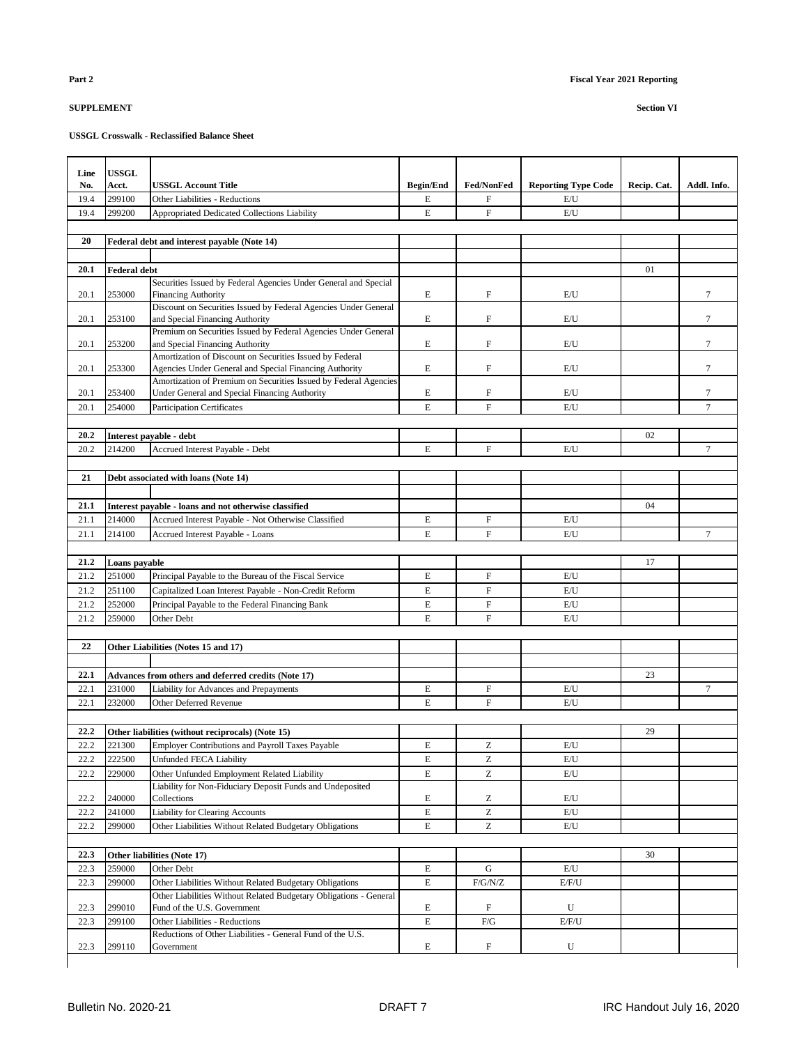**Part 2** **Fiscal Year 2021 Reporting**

**SUPPLEMENT** **Section VI**

**USSGL Crosswalk - Reclassified Balance Sheet**

| Line No. | USSGL Acct. | USSGL Account Title | Begin/End | Fed/NonFed | Reporting Type Code | Recip. Cat. | Addl. Info. |
|---|---|---|---|---|---|---|---|
| 19.4 | 299100 | Other Liabilities - Reductions | E | F | E/U | | |
| 19.4 | 299200 | Appropriated Dedicated Collections Liability | E | F | E/U | | |
| | | | | | | | |
| **20** | | **Federal debt and interest payable (Note 14)** | | | | | |
| | | | | | | | |
| **20.1** | **Federal debt** | | | | | 01 | |
| 20.1 | 253000 | Securities Issued by Federal Agencies Under General and Special Financing Authority | E | F | E/U | | 7 |
| 20.1 | 253100 | Discount on Securities Issued by Federal Agencies Under General and Special Financing Authority | E | F | E/U | | 7 |
| 20.1 | 253200 | Premium on Securities Issued by Federal Agencies Under General and Special Financing Authority | E | F | E/U | | 7 |
| 20.1 | 253300 | Amortization of Discount on Securities Issued by Federal Agencies Under General and Special Financing Authority | E | F | E/U | | 7 |
| 20.1 | 253400 | Amortization of Premium on Securities Issued by Federal Agencies Under General and Special Financing Authority | E | F | E/U | | 7 |
| 20.1 | 254000 | Participation Certificates | E | F | E/U | | 7 |
| | | | | | | | |
| **20.2** | | **Interest payable - debt** | | | | 02 | |
| 20.2 | 214200 | Accrued Interest Payable - Debt | E | F | E/U | | 7 |
| | | | | | | | |
| **21** | | **Debt associated with loans (Note 14)** | | | | | |
| | | | | | | | |
| **21.1** | | **Interest payable - loans and not otherwise classified** | | | | 04 | |
| 21.1 | 214000 | Accrued Interest Payable - Not Otherwise Classified | E | F | E/U | | |
| 21.1 | 214100 | Accrued Interest Payable - Loans | E | F | E/U | | 7 |
| | | | | | | | |
| **21.2** | **Loans payable** | | | | | 17 | |
| 21.2 | 251000 | Principal Payable to the Bureau of the Fiscal Service | E | F | E/U | | |
| 21.2 | 251100 | Capitalized Loan Interest Payable - Non-Credit Reform | E | F | E/U | | |
| 21.2 | 252000 | Principal Payable to the Federal Financing Bank | E | F | E/U | | |
| 21.2 | 259000 | Other Debt | E | F | E/U | | |
| | | | | | | | |
| **22** | | **Other Liabilities (Notes 15 and 17)** | | | | | |
| | | | | | | | |
| **22.1** | | **Advances from others and deferred credits (Note 17)** | | | | 23 | |
| 22.1 | 231000 | Liability for Advances and Prepayments | E | F | E/U | | 7 |
| 22.1 | 232000 | Other Deferred Revenue | E | F | E/U | | |
| | | | | | | | |
| **22.2** | | **Other liabilities (without reciprocals) (Note 15)** | | | | 29 | |
| 22.2 | 221300 | Employer Contributions and Payroll Taxes Payable | E | Z | E/U | | |
| 22.2 | 222500 | Unfunded FECA Liability | E | Z | E/U | | |
| 22.2 | 229000 | Other Unfunded Employment Related Liability | E | Z | E/U | | |
| 22.2 | 240000 | Liability for Non-Fiduciary Deposit Funds and Undeposited Collections | E | Z | E/U | | |
| 22.2 | 241000 | Liability for Clearing Accounts | E | Z | E/U | | |
| 22.2 | 299000 | Other Liabilities Without Related Budgetary Obligations | E | Z | E/U | | |
| | | | | | | | |
| **22.3** | | **Other liabilities (Note 17)** | | | | 30 | |
| 22.3 | 259000 | Other Debt | E | G | E/U | | |
| 22.3 | 299000 | Other Liabilities Without Related Budgetary Obligations | E | F/G/N/Z | E/F/U | | |
| 22.3 | 299010 | Other Liabilities Without Related Budgetary Obligations - General Fund of the U.S. Government | E | F | U | | |
| 22.3 | 299100 | Other Liabilities - Reductions | E | F/G | E/F/U | | |
| 22.3 | 299110 | Reductions of Other Liabilities - General Fund of the U.S. Government | E | F | U | | |

Bulletin No. 2020-21 DRAFT 7 IRC Handout July 16, 2020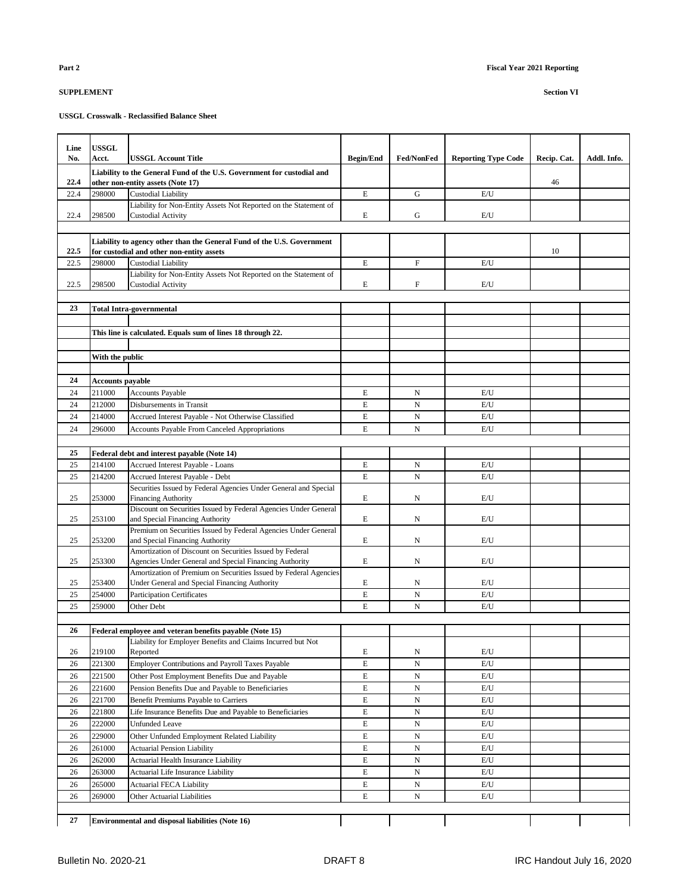**Part 2** **Fiscal Year 2021 Reporting**

**SUPPLEMENT** **Section VI**

**USSGL Crosswalk - Reclassified Balance Sheet**

| Line No. | USSGL Acct. | USSGL Account Title | Begin/End | Fed/NonFed | Reporting Type Code | Recip. Cat. | Addl. Info. |
|---|---|---|---|---|---|---|---|
| **22.4** | **Liability to the General Fund of the U.S. Government for custodial and other non-entity assets (Note 17)** | | | | | 46 | |
| 22.4 | 298000 | Custodial Liability | E | G | E/U | | |
| 22.4 | 298500 | Liability for Non-Entity Assets Not Reported on the Statement of Custodial Activity | E | G | E/U | | |
| | | | | | | | |
| **22.5** | **Liability to agency other than the General Fund of the U.S. Government for custodial and other non-entity assets** | | | | | 10 | |
| 22.5 | 298000 | Custodial Liability | E | F | E/U | | |
| 22.5 | 298500 | Liability for Non-Entity Assets Not Reported on the Statement of Custodial Activity | E | F | E/U | | |
| | | | | | | | |
| **23** | **Total Intra-governmental** | | | | | | |
| | | | | | | | |
| | **This line is calculated. Equals sum of lines 18 through 22.** | | | | | | |
| | | | | | | | |
| | **With the public** | | | | | | |
| | | | | | | | |
| **24** | **Accounts payable** | | | | | | |
| 24 | 211000 | Accounts Payable | E | N | E/U | | |
| 24 | 212000 | Disbursements in Transit | E | N | E/U | | |
| 24 | 214000 | Accrued Interest Payable - Not Otherwise Classified | E | N | E/U | | |
| 24 | 296000 | Accounts Payable From Canceled Appropriations | E | N | E/U | | |
| | | | | | | | |
| **25** | **Federal debt and interest payable (Note 14)** | | | | | | |
| 25 | 214100 | Accrued Interest Payable - Loans | E | N | E/U | | |
| 25 | 214200 | Accrued Interest Payable - Debt | E | N | E/U | | |
| 25 | 253000 | Securities Issued by Federal Agencies Under General and Special Financing Authority | E | N | E/U | | |
| 25 | 253100 | Discount on Securities Issued by Federal Agencies Under General and Special Financing Authority | E | N | E/U | | |
| 25 | 253200 | Premium on Securities Issued by Federal Agencies Under General and Special Financing Authority | E | N | E/U | | |
| 25 | 253300 | Amortization of Discount on Securities Issued by Federal Agencies Under General and Special Financing Authority | E | N | E/U | | |
| 25 | 253400 | Amortization of Premium on Securities Issued by Federal Agencies Under General and Special Financing Authority | E | N | E/U | | |
| 25 | 254000 | Participation Certificates | E | N | E/U | | |
| 25 | 259000 | Other Debt | E | N | E/U | | |
| | | | | | | | |
| **26** | **Federal employee and veteran benefits payable (Note 15)** | | | | | | |
| 26 | 219100 | Liability for Employer Benefits and Claims Incurred but Not Reported | E | N | E/U | | |
| 26 | 221300 | Employer Contributions and Payroll Taxes Payable | E | N | E/U | | |
| 26 | 221500 | Other Post Employment Benefits Due and Payable | E | N | E/U | | |
| 26 | 221600 | Pension Benefits Due and Payable to Beneficiaries | E | N | E/U | | |
| 26 | 221700 | Benefit Premiums Payable to Carriers | E | N | E/U | | |
| 26 | 221800 | Life Insurance Benefits Due and Payable to Beneficiaries | E | N | E/U | | |
| 26 | 222000 | Unfunded Leave | E | N | E/U | | |
| 26 | 229000 | Other Unfunded Employment Related Liability | E | N | E/U | | |
| 26 | 261000 | Actuarial Pension Liability | E | N | E/U | | |
| 26 | 262000 | Actuarial Health Insurance Liability | E | N | E/U | | |
| 26 | 263000 | Actuarial Life Insurance Liability | E | N | E/U | | |
| 26 | 265000 | Actuarial FECA Liability | E | N | E/U | | |
| 26 | 269000 | Other Actuarial Liabilities | E | N | E/U | | |
| | | | | | | | |
| **27** | **Environmental and disposal liabilities (Note 16)** | | | | | | |

Bulletin No. 2020-21 DRAFT 8 IRC Handout July 16, 2020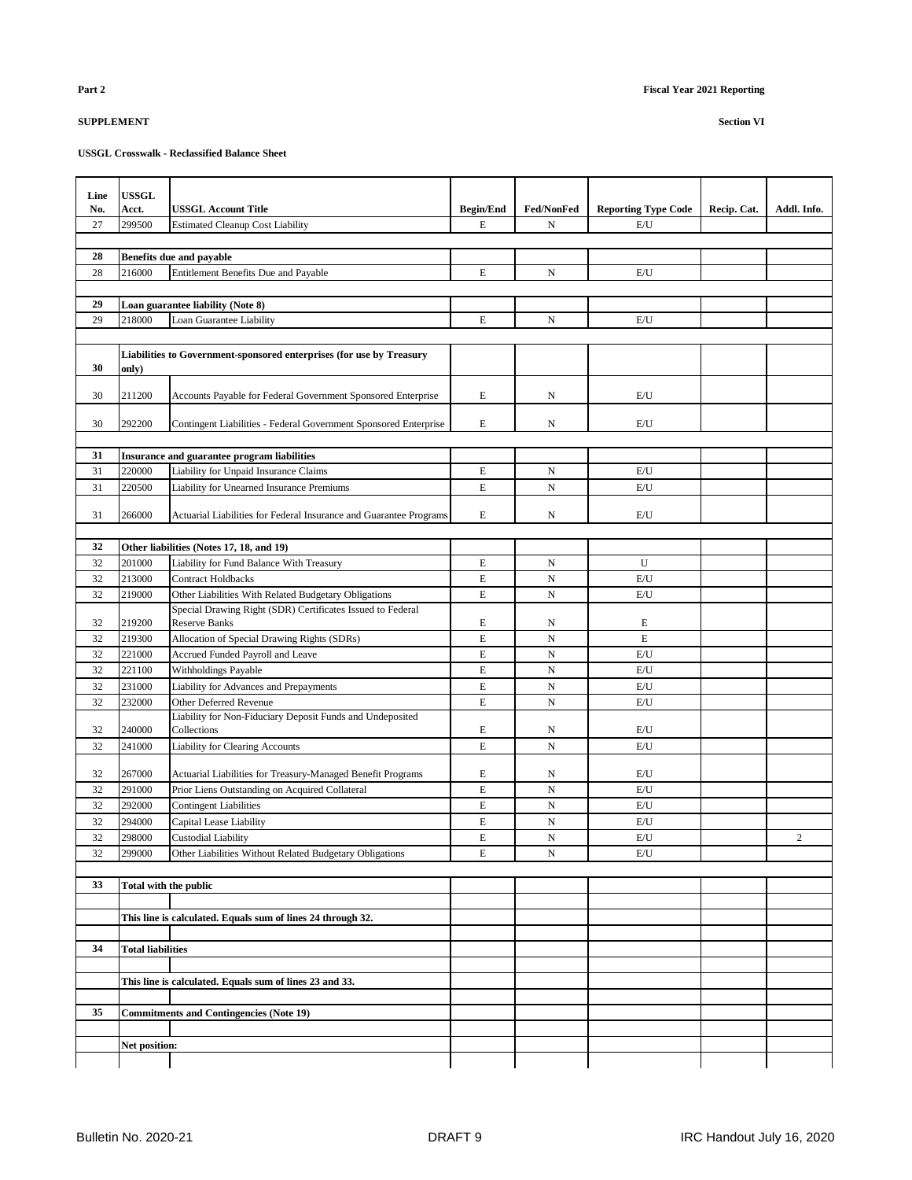**Part 2** **Fiscal Year 2021 Reporting**

**SUPPLEMENT** **Section VI**

**USSGL Crosswalk - Reclassified Balance Sheet**

| Line No. | USSGL Acct. | USSGL Account Title | Begin/End | Fed/NonFed | Reporting Type Code | Recip. Cat. | Addl. Info. |
|---|---|---|---|---|---|---|---|
| 27 | 299500 | Estimated Cleanup Cost Liability | E | N | E/U | | |
| | | | | | | | |
| **28** | **Benefits due and payable** | | | | | | |
| 28 | 216000 | Entitlement Benefits Due and Payable | E | N | E/U | | |
| | | | | | | | |
| **29** | **Loan guarantee liability (Note 8)** | | | | | | |
| 29 | 218000 | Loan Guarantee Liability | E | N | E/U | | |
| | | | | | | | |
| **30** | **Liabilities to Government-sponsored enterprises (for use by Treasury only)** | | | | | | |
| 30 | 211200 | Accounts Payable for Federal Government Sponsored Enterprise | E | N | E/U | | |
| 30 | 292200 | Contingent Liabilities - Federal Government Sponsored Enterprise | E | N | E/U | | |
| | | | | | | | |
| **31** | **Insurance and guarantee program liabilities** | | | | | | |
| 31 | 220000 | Liability for Unpaid Insurance Claims | E | N | E/U | | |
| 31 | 220500 | Liability for Unearned Insurance Premiums | E | N | E/U | | |
| 31 | 266000 | Actuarial Liabilities for Federal Insurance and Guarantee Programs | E | N | E/U | | |
| | | | | | | | |
| **32** | **Other liabilities (Notes 17, 18, and 19)** | | | | | | |
| 32 | 201000 | Liability for Fund Balance With Treasury | E | N | U | | |
| 32 | 213000 | Contract Holdbacks | E | N | E/U | | |
| 32 | 219000 | Other Liabilities With Related Budgetary Obligations | E | N | E/U | | |
| 32 | 219200 | Special Drawing Right (SDR) Certificates Issued to Federal Reserve Banks | E | N | E | | |
| 32 | 219300 | Allocation of Special Drawing Rights (SDRs) | E | N | E | | |
| 32 | 221000 | Accrued Funded Payroll and Leave | E | N | E/U | | |
| 32 | 221100 | Withholdings Payable | E | N | E/U | | |
| 32 | 231000 | Liability for Advances and Prepayments | E | N | E/U | | |
| 32 | 232000 | Other Deferred Revenue | E | N | E/U | | |
| 32 | 240000 | Liability for Non-Fiduciary Deposit Funds and Undeposited Collections | E | N | E/U | | |
| 32 | 241000 | Liability for Clearing Accounts | E | N | E/U | | |
| 32 | 267000 | Actuarial Liabilities for Treasury-Managed Benefit Programs | E | N | E/U | | |
| 32 | 291000 | Prior Liens Outstanding on Acquired Collateral | E | N | E/U | | |
| 32 | 292000 | Contingent Liabilities | E | N | E/U | | |
| 32 | 294000 | Capital Lease Liability | E | N | E/U | | |
| 32 | 298000 | Custodial Liability | E | N | E/U | | 2 |
| 32 | 299000 | Other Liabilities Without Related Budgetary Obligations | E | N | E/U | | |
| | | | | | | | |
| **33** | **Total with the public** | | | | | | |
| | | | | | | | |
| | **This line is calculated. Equals sum of lines 24 through 32.** | | | | | | |
| | | | | | | | |
| **34** | **Total liabilities** | | | | | | |
| | | | | | | | |
| | **This line is calculated. Equals sum of lines 23 and 33.** | | | | | | |
| | | | | | | | |
| **35** | **Commitments and Contingencies (Note 19)** | | | | | | |
| | | | | | | | |
| | **Net position:** | | | | | | |
| | | | | | | | |

Bulletin No. 2020-21 DRAFT 9 IRC Handout July 16, 2020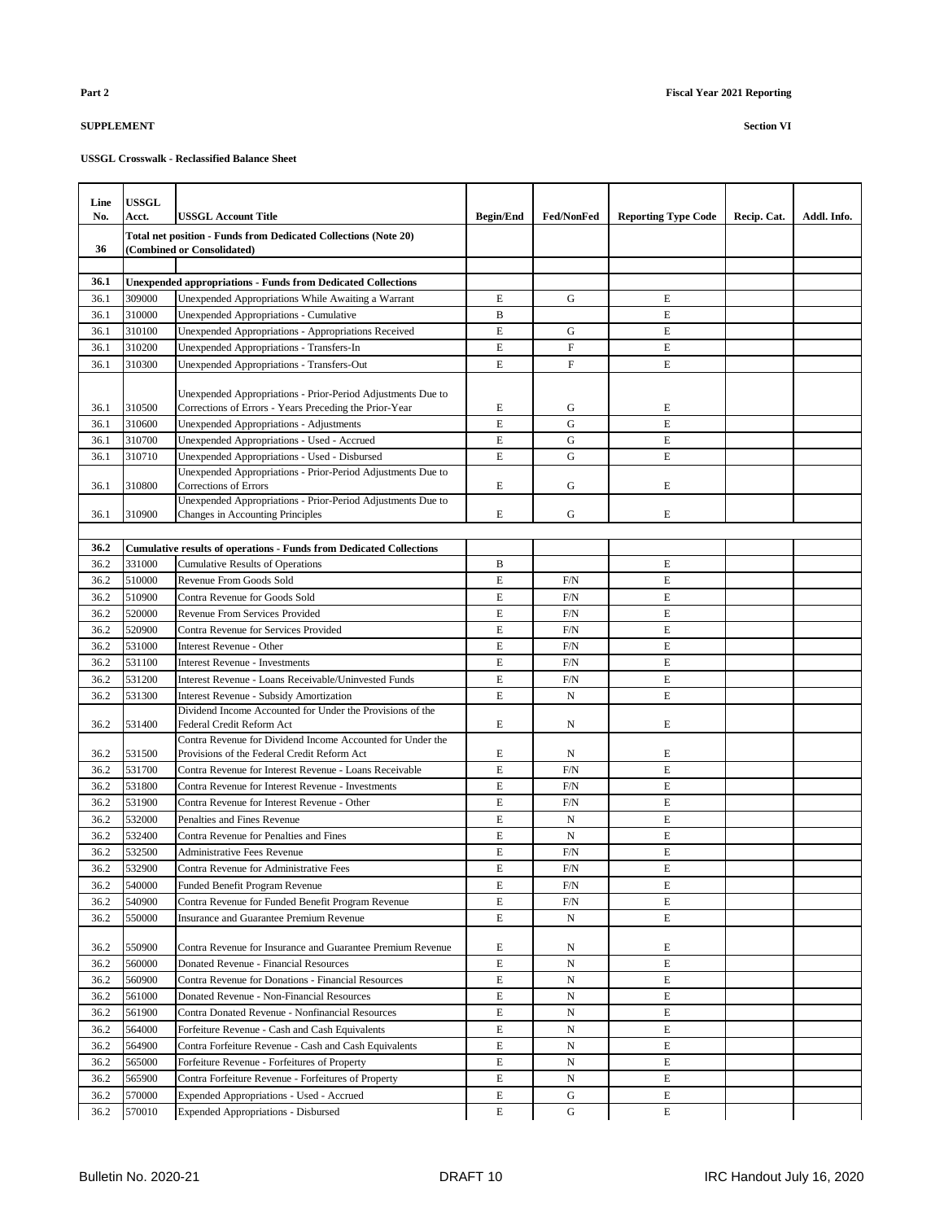**Part 2** **Fiscal Year 2021 Reporting**

**SUPPLEMENT** **Section VI**

**USSGL Crosswalk - Reclassified Balance Sheet**

| Line No. | USSGL Acct. | USSGL Account Title | Begin/End | Fed/NonFed | Reporting Type Code | Recip. Cat. | Addl. Info. |
|---|---|---|---|---|---|---|---|
| **36** | | **Total net position - Funds from Dedicated Collections (Note 20) (Combined or Consolidated)** | | | | | |
| | | | | | | | |
| **36.1** | | **Unexpended appropriations - Funds from Dedicated Collections** | | | | | |
| 36.1 | 309000 | Unexpended Appropriations While Awaiting a Warrant | E | G | E | | |
| 36.1 | 310000 | Unexpended Appropriations - Cumulative | B | | E | | |
| 36.1 | 310100 | Unexpended Appropriations - Appropriations Received | E | G | E | | |
| 36.1 | 310200 | Unexpended Appropriations - Transfers-In | E | F | E | | |
| 36.1 | 310300 | Unexpended Appropriations - Transfers-Out | E | F | E | | |
| 36.1 | 310500 | Unexpended Appropriations - Prior-Period Adjustments Due to Corrections of Errors - Years Preceding the Prior-Year | E | G | E | | |
| 36.1 | 310600 | Unexpended Appropriations - Adjustments | E | G | E | | |
| 36.1 | 310700 | Unexpended Appropriations - Used - Accrued | E | G | E | | |
| 36.1 | 310710 | Unexpended Appropriations - Used - Disbursed | E | G | E | | |
| 36.1 | 310800 | Unexpended Appropriations - Prior-Period Adjustments Due to Corrections of Errors | E | G | E | | |
| 36.1 | 310900 | Unexpended Appropriations - Prior-Period Adjustments Due to Changes in Accounting Principles | E | G | E | | |
| | | | | | | | |
| **36.2** | | **Cumulative results of operations - Funds from Dedicated Collections** | | | | | |
| 36.2 | 331000 | Cumulative Results of Operations | B | | E | | |
| 36.2 | 510000 | Revenue From Goods Sold | E | F/N | E | | |
| 36.2 | 510900 | Contra Revenue for Goods Sold | E | F/N | E | | |
| 36.2 | 520000 | Revenue From Services Provided | E | F/N | E | | |
| 36.2 | 520900 | Contra Revenue for Services Provided | E | F/N | E | | |
| 36.2 | 531000 | Interest Revenue - Other | E | F/N | E | | |
| 36.2 | 531100 | Interest Revenue - Investments | E | F/N | E | | |
| 36.2 | 531200 | Interest Revenue - Loans Receivable/Uninvested Funds | E | F/N | E | | |
| 36.2 | 531300 | Interest Revenue - Subsidy Amortization | E | N | E | | |
| 36.2 | 531400 | Dividend Income Accounted for Under the Provisions of the Federal Credit Reform Act | E | N | E | | |
| 36.2 | 531500 | Contra Revenue for Dividend Income Accounted for Under the Provisions of the Federal Credit Reform Act | E | N | E | | |
| 36.2 | 531700 | Contra Revenue for Interest Revenue - Loans Receivable | E | F/N | E | | |
| 36.2 | 531800 | Contra Revenue for Interest Revenue - Investments | E | F/N | E | | |
| 36.2 | 531900 | Contra Revenue for Interest Revenue - Other | E | F/N | E | | |
| 36.2 | 532000 | Penalties and Fines Revenue | E | N | E | | |
| 36.2 | 532400 | Contra Revenue for Penalties and Fines | E | N | E | | |
| 36.2 | 532500 | Administrative Fees Revenue | E | F/N | E | | |
| 36.2 | 532900 | Contra Revenue for Administrative Fees | E | F/N | E | | |
| 36.2 | 540000 | Funded Benefit Program Revenue | E | F/N | E | | |
| 36.2 | 540900 | Contra Revenue for Funded Benefit Program Revenue | E | F/N | E | | |
| 36.2 | 550000 | Insurance and Guarantee Premium Revenue | E | N | E | | |
| 36.2 | 550900 | Contra Revenue for Insurance and Guarantee Premium Revenue | E | N | E | | |
| 36.2 | 560000 | Donated Revenue - Financial Resources | E | N | E | | |
| 36.2 | 560900 | Contra Revenue for Donations - Financial Resources | E | N | E | | |
| 36.2 | 561000 | Donated Revenue - Non-Financial Resources | E | N | E | | |
| 36.2 | 561900 | Contra Donated Revenue - Nonfinancial Resources | E | N | E | | |
| 36.2 | 564000 | Forfeiture Revenue - Cash and Cash Equivalents | E | N | E | | |
| 36.2 | 564900 | Contra Forfeiture Revenue - Cash and Cash Equivalents | E | N | E | | |
| 36.2 | 565000 | Forfeiture Revenue - Forfeitures of Property | E | N | E | | |
| 36.2 | 565900 | Contra Forfeiture Revenue - Forfeitures of Property | E | N | E | | |
| 36.2 | 570000 | Expended Appropriations - Used - Accrued | E | G | E | | |
| 36.2 | 570010 | Expended Appropriations - Disbursed | E | G | E | | |

Bulletin No. 2020-21 DRAFT 10 IRC Handout July 16, 2020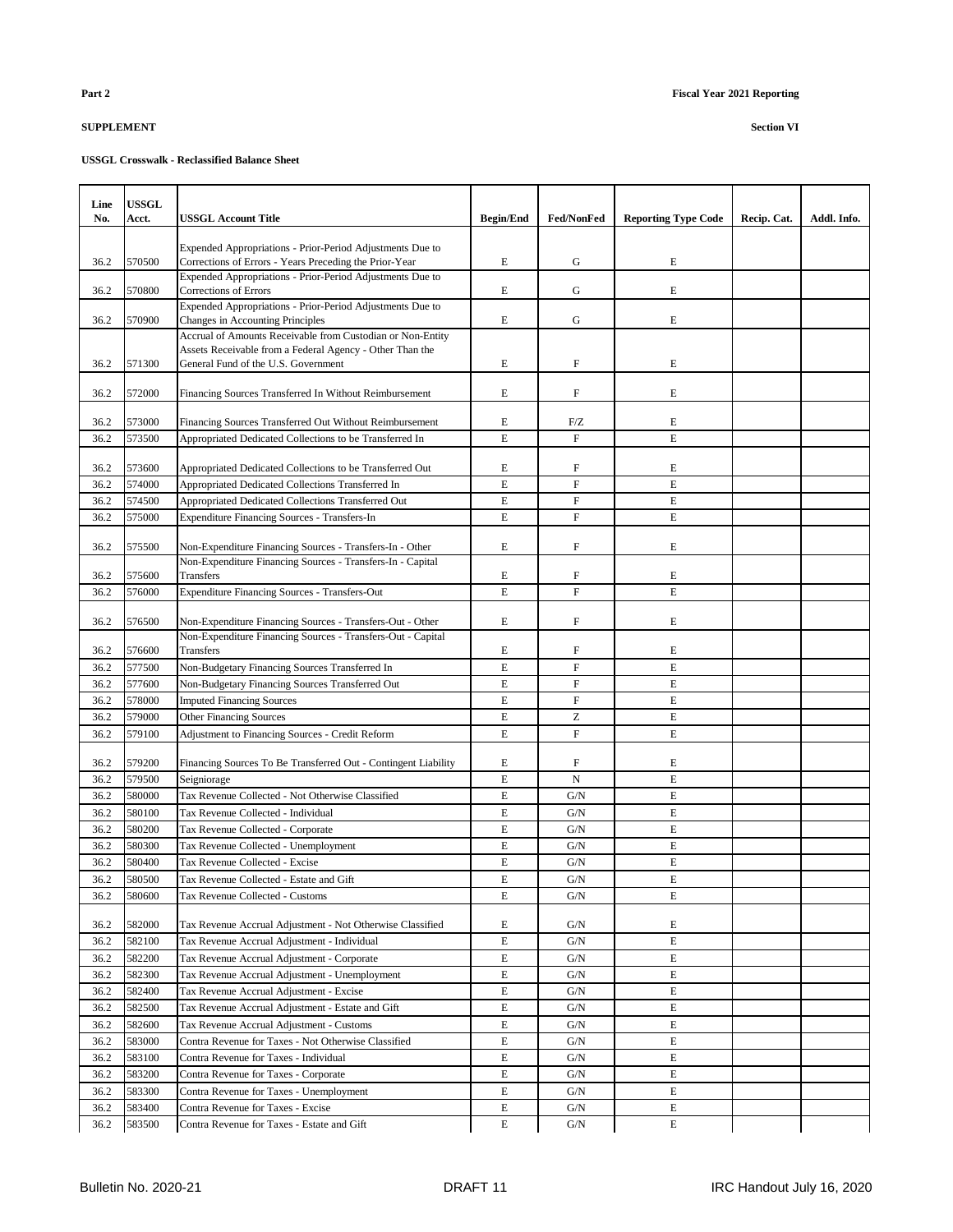**Part 2** **Fiscal Year 2021 Reporting**

**SUPPLEMENT** **Section VI**

**USSGL Crosswalk - Reclassified Balance Sheet**

| Line No. | USSGL Acct. | USSGL Account Title | Begin/End | Fed/NonFed | Reporting Type Code | Recip. Cat. | Addl. Info. |
|---|---|---|---|---|---|---|---|
| 36.2 | 570500 | Expended Appropriations - Prior-Period Adjustments Due to Corrections of Errors - Years Preceding the Prior-Year | E | G | E | | |
| 36.2 | 570800 | Expended Appropriations - Prior-Period Adjustments Due to Corrections of Errors | E | G | E | | |
| 36.2 | 570900 | Expended Appropriations - Prior-Period Adjustments Due to Changes in Accounting Principles | E | G | E | | |
| 36.2 | 571300 | Accrual of Amounts Receivable from Custodian or Non-Entity Assets Receivable from a Federal Agency - Other Than the General Fund of the U.S. Government | E | F | E | | |
| 36.2 | 572000 | Financing Sources Transferred In Without Reimbursement | E | F | E | | |
| 36.2 | 573000 | Financing Sources Transferred Out Without Reimbursement | E | F/Z | E | | |
| 36.2 | 573500 | Appropriated Dedicated Collections to be Transferred In | E | F | E | | |
| 36.2 | 573600 | Appropriated Dedicated Collections to be Transferred Out | E | F | E | | |
| 36.2 | 574000 | Appropriated Dedicated Collections Transferred In | E | F | E | | |
| 36.2 | 574500 | Appropriated Dedicated Collections Transferred Out | E | F | E | | |
| 36.2 | 575000 | Expenditure Financing Sources - Transfers-In | E | F | E | | |
| 36.2 | 575500 | Non-Expenditure Financing Sources - Transfers-In - Other | E | F | E | | |
| 36.2 | 575600 | Non-Expenditure Financing Sources - Transfers-In - Capital Transfers | E | F | E | | |
| 36.2 | 576000 | Expenditure Financing Sources - Transfers-Out | E | F | E | | |
| 36.2 | 576500 | Non-Expenditure Financing Sources - Transfers-Out - Other | E | F | E | | |
| 36.2 | 576600 | Non-Expenditure Financing Sources - Transfers-Out - Capital Transfers | E | F | E | | |
| 36.2 | 577500 | Non-Budgetary Financing Sources Transferred In | E | F | E | | |
| 36.2 | 577600 | Non-Budgetary Financing Sources Transferred Out | E | F | E | | |
| 36.2 | 578000 | Imputed Financing Sources | E | F | E | | |
| 36.2 | 579000 | Other Financing Sources | E | Z | E | | |
| 36.2 | 579100 | Adjustment to Financing Sources - Credit Reform | E | F | E | | |
| 36.2 | 579200 | Financing Sources To Be Transferred Out - Contingent Liability | E | F | E | | |
| 36.2 | 579500 | Seigniorage | E | N | E | | |
| 36.2 | 580000 | Tax Revenue Collected - Not Otherwise Classified | E | G/N | E | | |
| 36.2 | 580100 | Tax Revenue Collected - Individual | E | G/N | E | | |
| 36.2 | 580200 | Tax Revenue Collected - Corporate | E | G/N | E | | |
| 36.2 | 580300 | Tax Revenue Collected - Unemployment | E | G/N | E | | |
| 36.2 | 580400 | Tax Revenue Collected - Excise | E | G/N | E | | |
| 36.2 | 580500 | Tax Revenue Collected - Estate and Gift | E | G/N | E | | |
| 36.2 | 580600 | Tax Revenue Collected - Customs | E | G/N | E | | |
| 36.2 | 582000 | Tax Revenue Accrual Adjustment - Not Otherwise Classified | E | G/N | E | | |
| 36.2 | 582100 | Tax Revenue Accrual Adjustment - Individual | E | G/N | E | | |
| 36.2 | 582200 | Tax Revenue Accrual Adjustment - Corporate | E | G/N | E | | |
| 36.2 | 582300 | Tax Revenue Accrual Adjustment - Unemployment | E | G/N | E | | |
| 36.2 | 582400 | Tax Revenue Accrual Adjustment - Excise | E | G/N | E | | |
| 36.2 | 582500 | Tax Revenue Accrual Adjustment - Estate and Gift | E | G/N | E | | |
| 36.2 | 582600 | Tax Revenue Accrual Adjustment - Customs | E | G/N | E | | |
| 36.2 | 583000 | Contra Revenue for Taxes - Not Otherwise Classified | E | G/N | E | | |
| 36.2 | 583100 | Contra Revenue for Taxes - Individual | E | G/N | E | | |
| 36.2 | 583200 | Contra Revenue for Taxes - Corporate | E | G/N | E | | |
| 36.2 | 583300 | Contra Revenue for Taxes - Unemployment | E | G/N | E | | |
| 36.2 | 583400 | Contra Revenue for Taxes - Excise | E | G/N | E | | |
| 36.2 | 583500 | Contra Revenue for Taxes - Estate and Gift | E | G/N | E | | |

Bulletin No. 2020-21 DRAFT 11 IRC Handout July 16, 2020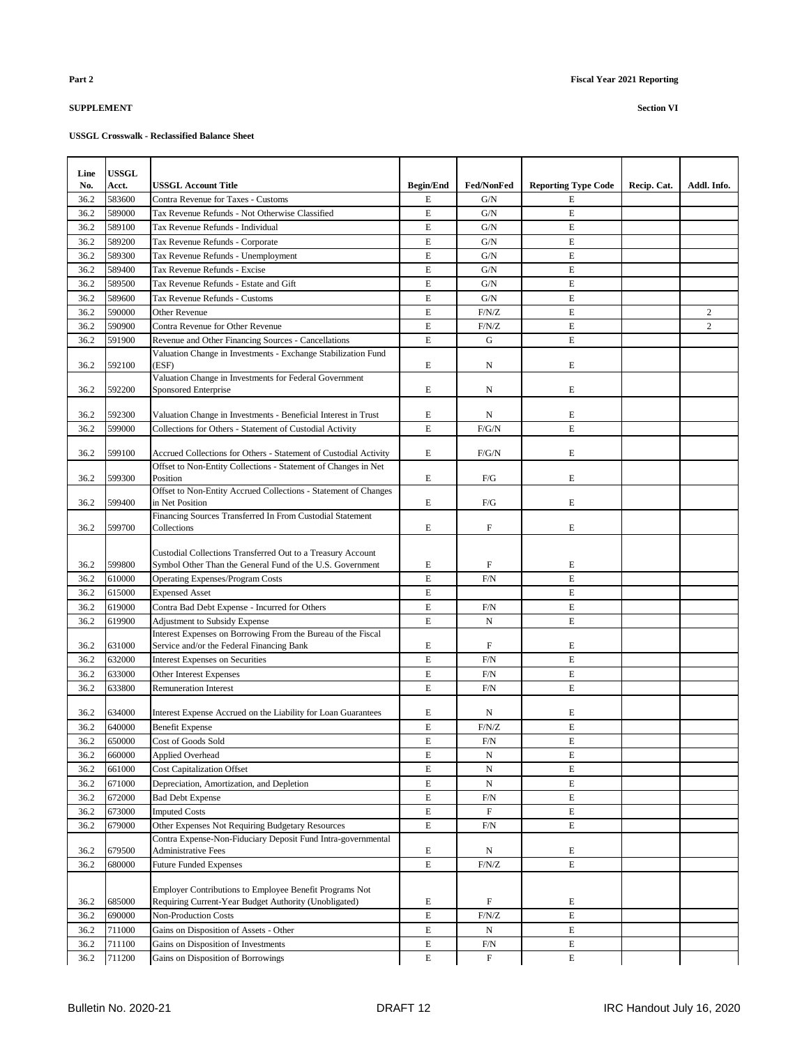**Part 2** **Fiscal Year 2021 Reporting**

**SUPPLEMENT** **Section VI**

**USSGL Crosswalk - Reclassified Balance Sheet**

| Line No. | USSGL Acct. | USSGL Account Title | Begin/End | Fed/NonFed | Reporting Type Code | Recip. Cat. | Addl. Info. |
|---|---|---|---|---|---|---|---|
| 36.2 | 583600 | Contra Revenue for Taxes - Customs | E | G/N | E | | |
| 36.2 | 589000 | Tax Revenue Refunds - Not Otherwise Classified | E | G/N | E | | |
| 36.2 | 589100 | Tax Revenue Refunds - Individual | E | G/N | E | | |
| 36.2 | 589200 | Tax Revenue Refunds - Corporate | E | G/N | E | | |
| 36.2 | 589300 | Tax Revenue Refunds - Unemployment | E | G/N | E | | |
| 36.2 | 589400 | Tax Revenue Refunds - Excise | E | G/N | E | | |
| 36.2 | 589500 | Tax Revenue Refunds - Estate and Gift | E | G/N | E | | |
| 36.2 | 589600 | Tax Revenue Refunds - Customs | E | G/N | E | | |
| 36.2 | 590000 | Other Revenue | E | F/N/Z | E | | 2 |
| 36.2 | 590900 | Contra Revenue for Other Revenue | E | F/N/Z | E | | 2 |
| 36.2 | 591900 | Revenue and Other Financing Sources - Cancellations | E | G | E | | |
| 36.2 | 592100 | Valuation Change in Investments - Exchange Stabilization Fund (ESF) | E | N | E | | |
| 36.2 | 592200 | Valuation Change in Investments for Federal Government Sponsored Enterprise | E | N | E | | |
| 36.2 | 592300 | Valuation Change in Investments - Beneficial Interest in Trust | E | N | E | | |
| 36.2 | 599000 | Collections for Others - Statement of Custodial Activity | E | F/G/N | E | | |
| 36.2 | 599100 | Accrued Collections for Others - Statement of Custodial Activity | E | F/G/N | E | | |
| 36.2 | 599300 | Offset to Non-Entity Collections - Statement of Changes in Net Position | E | F/G | E | | |
| 36.2 | 599400 | Offset to Non-Entity Accrued Collections - Statement of Changes in Net Position | E | F/G | E | | |
| 36.2 | 599700 | Financing Sources Transferred In From Custodial Statement Collections | E | F | E | | |
| 36.2 | 599800 | Custodial Collections Transferred Out to a Treasury Account Symbol Other Than the General Fund of the U.S. Government | E | F | E | | |
| 36.2 | 610000 | Operating Expenses/Program Costs | E | F/N | E | | |
| 36.2 | 615000 | Expensed Asset | E | | E | | |
| 36.2 | 619000 | Contra Bad Debt Expense - Incurred for Others | E | F/N | E | | |
| 36.2 | 619900 | Adjustment to Subsidy Expense | E | N | E | | |
| 36.2 | 631000 | Interest Expenses on Borrowing From the Bureau of the Fiscal Service and/or the Federal Financing Bank | E | F | E | | |
| 36.2 | 632000 | Interest Expenses on Securities | E | F/N | E | | |
| 36.2 | 633000 | Other Interest Expenses | E | F/N | E | | |
| 36.2 | 633800 | Remuneration Interest | E | F/N | E | | |
| 36.2 | 634000 | Interest Expense Accrued on the Liability for Loan Guarantees | E | N | E | | |
| 36.2 | 640000 | Benefit Expense | E | F/N/Z | E | | |
| 36.2 | 650000 | Cost of Goods Sold | E | F/N | E | | |
| 36.2 | 660000 | Applied Overhead | E | N | E | | |
| 36.2 | 661000 | Cost Capitalization Offset | E | N | E | | |
| 36.2 | 671000 | Depreciation, Amortization, and Depletion | E | N | E | | |
| 36.2 | 672000 | Bad Debt Expense | E | F/N | E | | |
| 36.2 | 673000 | Imputed Costs | E | F | E | | |
| 36.2 | 679000 | Other Expenses Not Requiring Budgetary Resources | E | F/N | E | | |
| 36.2 | 679500 | Contra Expense-Non-Fiduciary Deposit Fund Intra-governmental Administrative Fees | E | N | E | | |
| 36.2 | 680000 | Future Funded Expenses | E | F/N/Z | E | | |
| 36.2 | 685000 | Employer Contributions to Employee Benefit Programs Not Requiring Current-Year Budget Authority (Unobligated) | E | F | E | | |
| 36.2 | 690000 | Non-Production Costs | E | F/N/Z | E | | |
| 36.2 | 711000 | Gains on Disposition of Assets - Other | E | N | E | | |
| 36.2 | 711100 | Gains on Disposition of Investments | E | F/N | E | | |
| 36.2 | 711200 | Gains on Disposition of Borrowings | E | F | E | | |

Bulletin No. 2020-21 DRAFT 12 IRC Handout July 16, 2020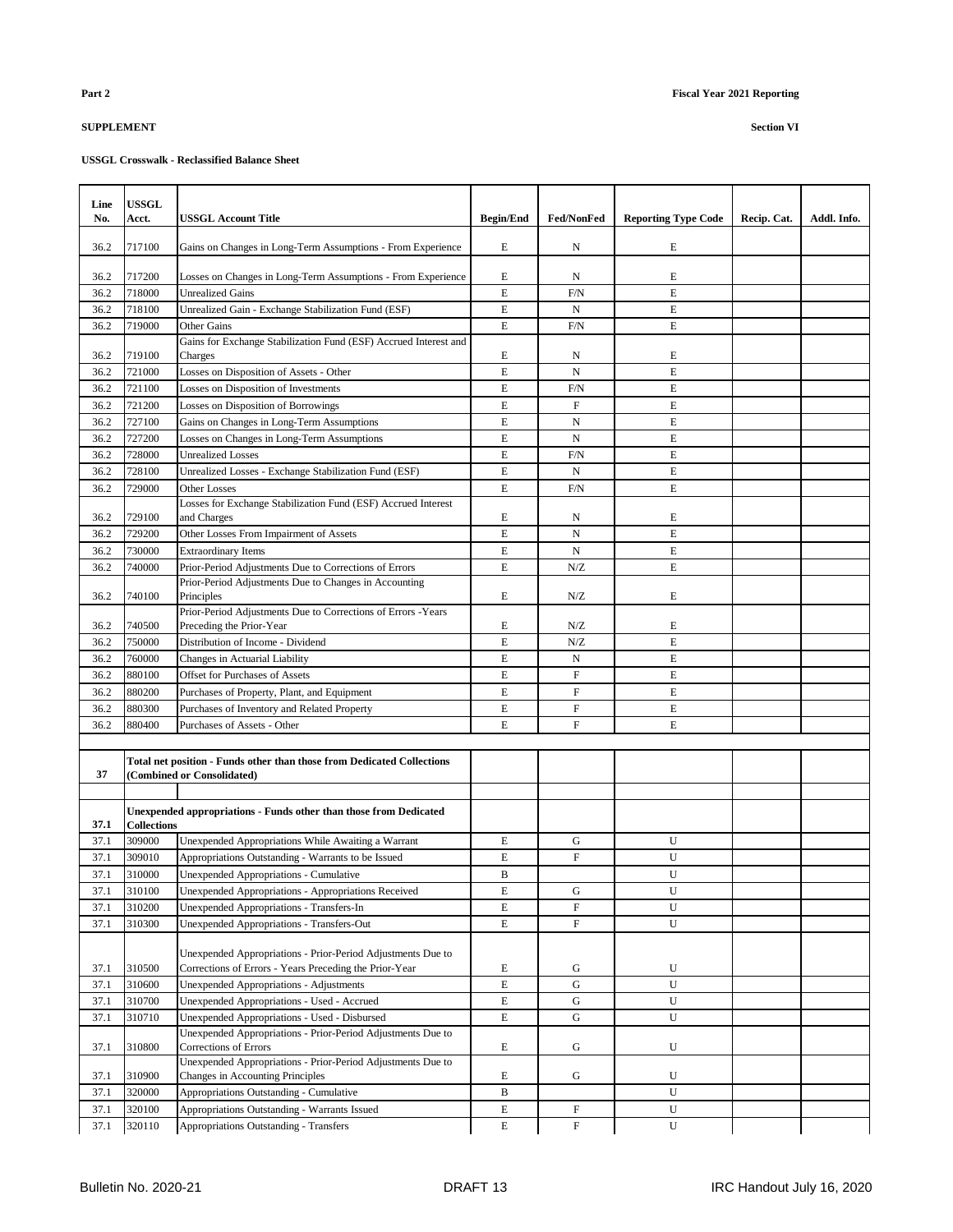**Part 2** **Fiscal Year 2021 Reporting**

**SUPPLEMENT** **Section VI**

**USSGL Crosswalk - Reclassified Balance Sheet**

| Line No. | USSGL Acct. | USSGL Account Title | Begin/End | Fed/NonFed | Reporting Type Code | Recip. Cat. | Addl. Info. |
|---|---|---|---|---|---|---|---|
| 36.2 | 717100 | Gains on Changes in Long-Term Assumptions - From Experience | E | N | E | | |
| 36.2 | 717200 | Losses on Changes in Long-Term Assumptions - From Experience | E | N | E | | |
| 36.2 | 718000 | Unrealized Gains | E | F/N | E | | |
| 36.2 | 718100 | Unrealized Gain - Exchange Stabilization Fund (ESF) | E | N | E | | |
| 36.2 | 719000 | Other Gains | E | F/N | E | | |
| 36.2 | 719100 | Gains for Exchange Stabilization Fund (ESF) Accrued Interest and Charges | E | N | E | | |
| 36.2 | 721000 | Losses on Disposition of Assets - Other | E | N | E | | |
| 36.2 | 721100 | Losses on Disposition of Investments | E | F/N | E | | |
| 36.2 | 721200 | Losses on Disposition of Borrowings | E | F | E | | |
| 36.2 | 727100 | Gains on Changes in Long-Term Assumptions | E | N | E | | |
| 36.2 | 727200 | Losses on Changes in Long-Term Assumptions | E | N | E | | |
| 36.2 | 728000 | Unrealized Losses | E | F/N | E | | |
| 36.2 | 728100 | Unrealized Losses - Exchange Stabilization Fund (ESF) | E | N | E | | |
| 36.2 | 729000 | Other Losses | E | F/N | E | | |
| 36.2 | 729100 | Losses for Exchange Stabilization Fund (ESF) Accrued Interest and Charges | E | N | E | | |
| 36.2 | 729200 | Other Losses From Impairment of Assets | E | N | E | | |
| 36.2 | 730000 | Extraordinary Items | E | N | E | | |
| 36.2 | 740000 | Prior-Period Adjustments Due to Corrections of Errors | E | N/Z | E | | |
| 36.2 | 740100 | Prior-Period Adjustments Due to Changes in Accounting Principles | E | N/Z | E | | |
| 36.2 | 740500 | Prior-Period Adjustments Due to Corrections of Errors -Years Preceding the Prior-Year | E | N/Z | E | | |
| 36.2 | 750000 | Distribution of Income - Dividend | E | N/Z | E | | |
| 36.2 | 760000 | Changes in Actuarial Liability | E | N | E | | |
| 36.2 | 880100 | Offset for Purchases of Assets | E | F | E | | |
| 36.2 | 880200 | Purchases of Property, Plant, and Equipment | E | F | E | | |
| 36.2 | 880300 | Purchases of Inventory and Related Property | E | F | E | | |
| 36.2 | 880400 | Purchases of Assets - Other | E | F | E | | |
| | | | | | | | |
| **37** | | **Total net position - Funds other than those from Dedicated Collections (Combined or Consolidated)** | | | | | |
| | | | | | | | |
| **37.1** | | **Unexpended appropriations - Funds other than those from Dedicated Collections** | | | | | |
| 37.1 | 309000 | Unexpended Appropriations While Awaiting a Warrant | E | G | U | | |
| 37.1 | 309010 | Appropriations Outstanding - Warrants to be Issued | E | F | U | | |
| 37.1 | 310000 | Unexpended Appropriations - Cumulative | B | | U | | |
| 37.1 | 310100 | Unexpended Appropriations - Appropriations Received | E | G | U | | |
| 37.1 | 310200 | Unexpended Appropriations - Transfers-In | E | F | U | | |
| 37.1 | 310300 | Unexpended Appropriations - Transfers-Out | E | F | U | | |
| 37.1 | 310500 | Unexpended Appropriations - Prior-Period Adjustments Due to Corrections of Errors - Years Preceding the Prior-Year | E | G | U | | |
| 37.1 | 310600 | Unexpended Appropriations - Adjustments | E | G | U | | |
| 37.1 | 310700 | Unexpended Appropriations - Used - Accrued | E | G | U | | |
| 37.1 | 310710 | Unexpended Appropriations - Used - Disbursed | E | G | U | | |
| 37.1 | 310800 | Unexpended Appropriations - Prior-Period Adjustments Due to Corrections of Errors | E | G | U | | |
| 37.1 | 310900 | Unexpended Appropriations - Prior-Period Adjustments Due to Changes in Accounting Principles | E | G | U | | |
| 37.1 | 320000 | Appropriations Outstanding - Cumulative | B | | U | | |
| 37.1 | 320100 | Appropriations Outstanding - Warrants Issued | E | F | U | | |
| 37.1 | 320110 | Appropriations Outstanding - Transfers | E | F | U | | |

Bulletin No. 2020-21 DRAFT 13 IRC Handout July 16, 2020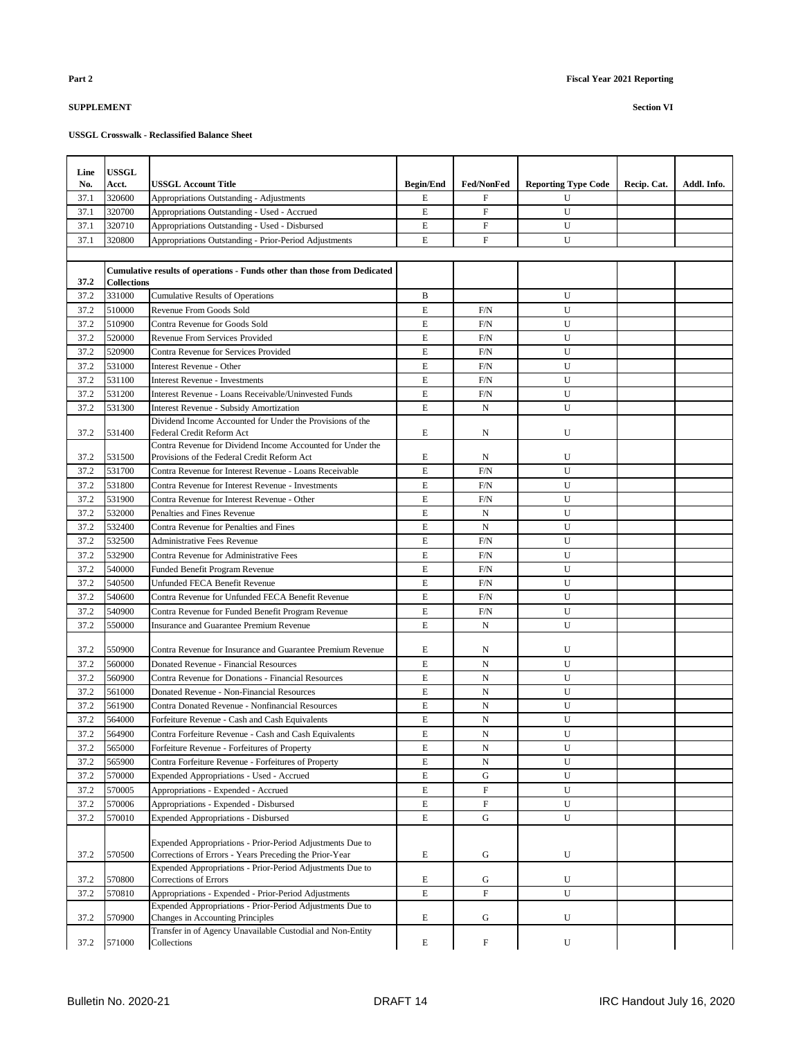**Part 2** **Fiscal Year 2021 Reporting**

**SUPPLEMENT** **Section VI**

**USSGL Crosswalk - Reclassified Balance Sheet**

| Line No. | USSGL Acct. | USSGL Account Title | Begin/End | Fed/NonFed | Reporting Type Code | Recip. Cat. | Addl. Info. |
|---|---|---|---|---|---|---|---|
| 37.1 | 320600 | Appropriations Outstanding - Adjustments | E | F | U | | |
| 37.1 | 320700 | Appropriations Outstanding - Used - Accrued | E | F | U | | |
| 37.1 | 320710 | Appropriations Outstanding - Used - Disbursed | E | F | U | | |
| 37.1 | 320800 | Appropriations Outstanding - Prior-Period Adjustments | E | F | U | | |
| | | | | | | | |
| **37.2** | **Cumulative results of operations - Funds other than those from Dedicated Collections** | | | | | | |
| 37.2 | 331000 | Cumulative Results of Operations | B | | U | | |
| 37.2 | 510000 | Revenue From Goods Sold | E | F/N | U | | |
| 37.2 | 510900 | Contra Revenue for Goods Sold | E | F/N | U | | |
| 37.2 | 520000 | Revenue From Services Provided | E | F/N | U | | |
| 37.2 | 520900 | Contra Revenue for Services Provided | E | F/N | U | | |
| 37.2 | 531000 | Interest Revenue - Other | E | F/N | U | | |
| 37.2 | 531100 | Interest Revenue - Investments | E | F/N | U | | |
| 37.2 | 531200 | Interest Revenue - Loans Receivable/Uninvested Funds | E | F/N | U | | |
| 37.2 | 531300 | Interest Revenue - Subsidy Amortization | E | N | U | | |
| 37.2 | 531400 | Dividend Income Accounted for Under the Provisions of the Federal Credit Reform Act | E | N | U | | |
| 37.2 | 531500 | Contra Revenue for Dividend Income Accounted for Under the Provisions of the Federal Credit Reform Act | E | N | U | | |
| 37.2 | 531700 | Contra Revenue for Interest Revenue - Loans Receivable | E | F/N | U | | |
| 37.2 | 531800 | Contra Revenue for Interest Revenue - Investments | E | F/N | U | | |
| 37.2 | 531900 | Contra Revenue for Interest Revenue - Other | E | F/N | U | | |
| 37.2 | 532000 | Penalties and Fines Revenue | E | N | U | | |
| 37.2 | 532400 | Contra Revenue for Penalties and Fines | E | N | U | | |
| 37.2 | 532500 | Administrative Fees Revenue | E | F/N | U | | |
| 37.2 | 532900 | Contra Revenue for Administrative Fees | E | F/N | U | | |
| 37.2 | 540000 | Funded Benefit Program Revenue | E | F/N | U | | |
| 37.2 | 540500 | Unfunded FECA Benefit Revenue | E | F/N | U | | |
| 37.2 | 540600 | Contra Revenue for Unfunded FECA Benefit Revenue | E | F/N | U | | |
| 37.2 | 540900 | Contra Revenue for Funded Benefit Program Revenue | E | F/N | U | | |
| 37.2 | 550000 | Insurance and Guarantee Premium Revenue | E | N | U | | |
| 37.2 | 550900 | Contra Revenue for Insurance and Guarantee Premium Revenue | E | N | U | | |
| 37.2 | 560000 | Donated Revenue - Financial Resources | E | N | U | | |
| 37.2 | 560900 | Contra Revenue for Donations - Financial Resources | E | N | U | | |
| 37.2 | 561000 | Donated Revenue - Non-Financial Resources | E | N | U | | |
| 37.2 | 561900 | Contra Donated Revenue - Nonfinancial Resources | E | N | U | | |
| 37.2 | 564000 | Forfeiture Revenue - Cash and Cash Equivalents | E | N | U | | |
| 37.2 | 564900 | Contra Forfeiture Revenue - Cash and Cash Equivalents | E | N | U | | |
| 37.2 | 565000 | Forfeiture Revenue - Forfeitures of Property | E | N | U | | |
| 37.2 | 565900 | Contra Forfeiture Revenue - Forfeitures of Property | E | N | U | | |
| 37.2 | 570000 | Expended Appropriations - Used - Accrued | E | G | U | | |
| 37.2 | 570005 | Appropriations - Expended - Accrued | E | F | U | | |
| 37.2 | 570006 | Appropriations - Expended - Disbursed | E | F | U | | |
| 37.2 | 570010 | Expended Appropriations - Disbursed | E | G | U | | |
| 37.2 | 570500 | Expended Appropriations - Prior-Period Adjustments Due to Corrections of Errors - Years Preceding the Prior-Year | E | G | U | | |
| 37.2 | 570800 | Expended Appropriations - Prior-Period Adjustments Due to Corrections of Errors | E | G | U | | |
| 37.2 | 570810 | Appropriations - Expended - Prior-Period Adjustments | E | F | U | | |
| 37.2 | 570900 | Expended Appropriations - Prior-Period Adjustments Due to Changes in Accounting Principles | E | G | U | | |
| 37.2 | 571000 | Transfer in of Agency Unavailable Custodial and Non-Entity Collections | E | F | U | | |

Bulletin No. 2020-21 DRAFT 14 IRC Handout July 16, 2020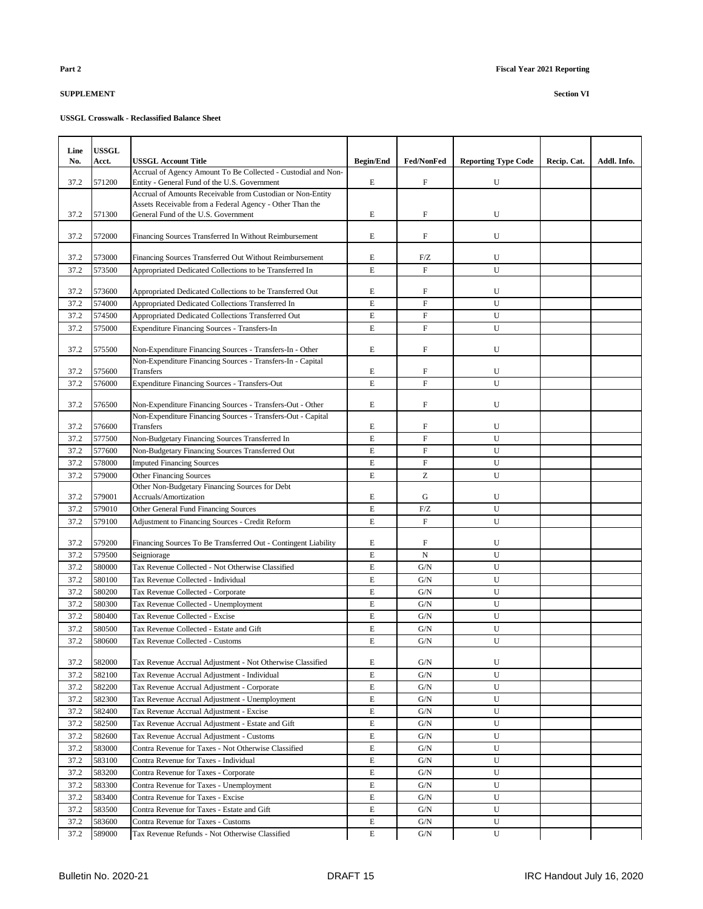**Part 2** **Fiscal Year 2021 Reporting**

**SUPPLEMENT** **Section VI**

**USSGL Crosswalk - Reclassified Balance Sheet**

| Line No. | USSGL Acct. | USSGL Account Title | Begin/End | Fed/NonFed | Reporting Type Code | Recip. Cat. | Addl. Info. |
|---|---|---|---|---|---|---|---|
| 37.2 | 571200 | Accrual of Agency Amount To Be Collected - Custodial and Non-Entity - General Fund of the U.S. Government | E | F | U | | |
| 37.2 | 571300 | Accrual of Amounts Receivable from Custodian or Non-Entity Assets Receivable from a Federal Agency - Other Than the General Fund of the U.S. Government | E | F | U | | |
| 37.2 | 572000 | Financing Sources Transferred In Without Reimbursement | E | F | U | | |
| 37.2 | 573000 | Financing Sources Transferred Out Without Reimbursement | E | F/Z | U | | |
| 37.2 | 573500 | Appropriated Dedicated Collections to be Transferred In | E | F | U | | |
| 37.2 | 573600 | Appropriated Dedicated Collections to be Transferred Out | E | F | U | | |
| 37.2 | 574000 | Appropriated Dedicated Collections Transferred In | E | F | U | | |
| 37.2 | 574500 | Appropriated Dedicated Collections Transferred Out | E | F | U | | |
| 37.2 | 575000 | Expenditure Financing Sources - Transfers-In | E | F | U | | |
| 37.2 | 575500 | Non-Expenditure Financing Sources - Transfers-In - Other | E | F | U | | |
| 37.2 | 575600 | Non-Expenditure Financing Sources - Transfers-In - Capital Transfers | E | F | U | | |
| 37.2 | 576000 | Expenditure Financing Sources - Transfers-Out | E | F | U | | |
| 37.2 | 576500 | Non-Expenditure Financing Sources - Transfers-Out - Other | E | F | U | | |
| 37.2 | 576600 | Non-Expenditure Financing Sources - Transfers-Out - Capital Transfers | E | F | U | | |
| 37.2 | 577500 | Non-Budgetary Financing Sources Transferred In | E | F | U | | |
| 37.2 | 577600 | Non-Budgetary Financing Sources Transferred Out | E | F | U | | |
| 37.2 | 578000 | Imputed Financing Sources | E | F | U | | |
| 37.2 | 579000 | Other Financing Sources | E | Z | U | | |
| 37.2 | 579001 | Other Non-Budgetary Financing Sources for Debt Accruals/Amortization | E | G | U | | |
| 37.2 | 579010 | Other General Fund Financing Sources | E | F/Z | U | | |
| 37.2 | 579100 | Adjustment to Financing Sources - Credit Reform | E | F | U | | |
| 37.2 | 579200 | Financing Sources To Be Transferred Out - Contingent Liability | E | F | U | | |
| 37.2 | 579500 | Seigniorage | E | N | U | | |
| 37.2 | 580000 | Tax Revenue Collected - Not Otherwise Classified | E | G/N | U | | |
| 37.2 | 580100 | Tax Revenue Collected - Individual | E | G/N | U | | |
| 37.2 | 580200 | Tax Revenue Collected - Corporate | E | G/N | U | | |
| 37.2 | 580300 | Tax Revenue Collected - Unemployment | E | G/N | U | | |
| 37.2 | 580400 | Tax Revenue Collected - Excise | E | G/N | U | | |
| 37.2 | 580500 | Tax Revenue Collected - Estate and Gift | E | G/N | U | | |
| 37.2 | 580600 | Tax Revenue Collected - Customs | E | G/N | U | | |
| 37.2 | 582000 | Tax Revenue Accrual Adjustment - Not Otherwise Classified | E | G/N | U | | |
| 37.2 | 582100 | Tax Revenue Accrual Adjustment - Individual | E | G/N | U | | |
| 37.2 | 582200 | Tax Revenue Accrual Adjustment - Corporate | E | G/N | U | | |
| 37.2 | 582300 | Tax Revenue Accrual Adjustment - Unemployment | E | G/N | U | | |
| 37.2 | 582400 | Tax Revenue Accrual Adjustment - Excise | E | G/N | U | | |
| 37.2 | 582500 | Tax Revenue Accrual Adjustment - Estate and Gift | E | G/N | U | | |
| 37.2 | 582600 | Tax Revenue Accrual Adjustment - Customs | E | G/N | U | | |
| 37.2 | 583000 | Contra Revenue for Taxes - Not Otherwise Classified | E | G/N | U | | |
| 37.2 | 583100 | Contra Revenue for Taxes - Individual | E | G/N | U | | |
| 37.2 | 583200 | Contra Revenue for Taxes - Corporate | E | G/N | U | | |
| 37.2 | 583300 | Contra Revenue for Taxes - Unemployment | E | G/N | U | | |
| 37.2 | 583400 | Contra Revenue for Taxes - Excise | E | G/N | U | | |
| 37.2 | 583500 | Contra Revenue for Taxes - Estate and Gift | E | G/N | U | | |
| 37.2 | 583600 | Contra Revenue for Taxes - Customs | E | G/N | U | | |
| 37.2 | 589000 | Tax Revenue Refunds - Not Otherwise Classified | E | G/N | U | | |

Bulletin No. 2020-21 DRAFT 15 IRC Handout July 16, 2020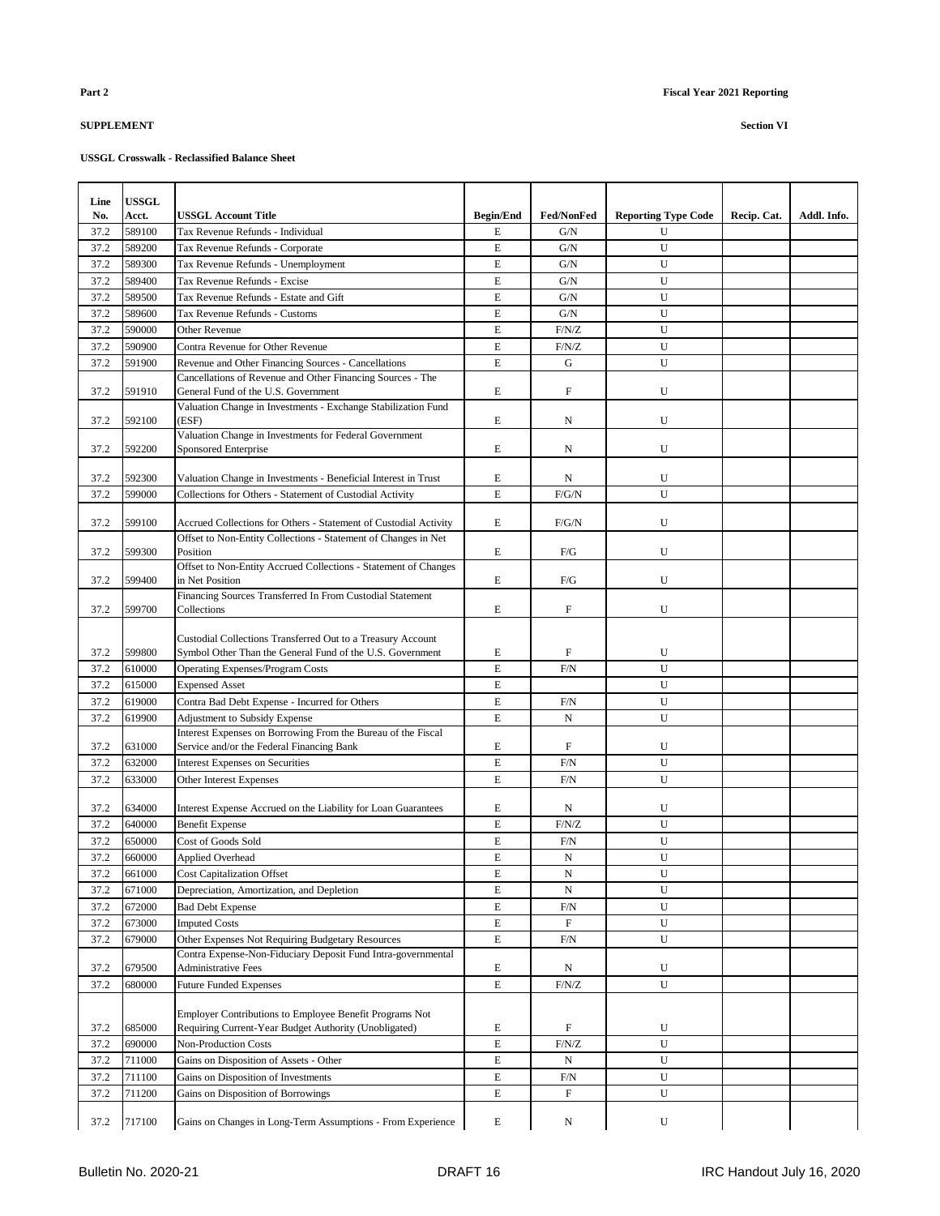**Part 2** **Fiscal Year 2021 Reporting**

**SUPPLEMENT** **Section VI**

**USSGL Crosswalk - Reclassified Balance Sheet**

| Line No. | USSGL Acct. | USSGL Account Title | Begin/End | Fed/NonFed | Reporting Type Code | Recip. Cat. | Addl. Info. |
|---|---|---|---|---|---|---|---|
| 37.2 | 589100 | Tax Revenue Refunds - Individual | E | G/N | U | | |
| 37.2 | 589200 | Tax Revenue Refunds - Corporate | E | G/N | U | | |
| 37.2 | 589300 | Tax Revenue Refunds - Unemployment | E | G/N | U | | |
| 37.2 | 589400 | Tax Revenue Refunds - Excise | E | G/N | U | | |
| 37.2 | 589500 | Tax Revenue Refunds - Estate and Gift | E | G/N | U | | |
| 37.2 | 589600 | Tax Revenue Refunds - Customs | E | G/N | U | | |
| 37.2 | 590000 | Other Revenue | E | F/N/Z | U | | |
| 37.2 | 590900 | Contra Revenue for Other Revenue | E | F/N/Z | U | | |
| 37.2 | 591900 | Revenue and Other Financing Sources - Cancellations | E | G | U | | |
| 37.2 | 591910 | Cancellations of Revenue and Other Financing Sources - The General Fund of the U.S. Government | E | F | U | | |
| 37.2 | 592100 | Valuation Change in Investments - Exchange Stabilization Fund (ESF) | E | N | U | | |
| 37.2 | 592200 | Valuation Change in Investments for Federal Government Sponsored Enterprise | E | N | U | | |
| 37.2 | 592300 | Valuation Change in Investments - Beneficial Interest in Trust | E | N | U | | |
| 37.2 | 599000 | Collections for Others - Statement of Custodial Activity | E | F/G/N | U | | |
| 37.2 | 599100 | Accrued Collections for Others - Statement of Custodial Activity | E | F/G/N | U | | |
| 37.2 | 599300 | Offset to Non-Entity Collections - Statement of Changes in Net Position | E | F/G | U | | |
| 37.2 | 599400 | Offset to Non-Entity Accrued Collections - Statement of Changes in Net Position | E | F/G | U | | |
| 37.2 | 599700 | Financing Sources Transferred In From Custodial Statement Collections | E | F | U | | |
| 37.2 | 599800 | Custodial Collections Transferred Out to a Treasury Account Symbol Other Than the General Fund of the U.S. Government | E | F | U | | |
| 37.2 | 610000 | Operating Expenses/Program Costs | E | F/N | U | | |
| 37.2 | 615000 | Expensed Asset | E | | U | | |
| 37.2 | 619000 | Contra Bad Debt Expense - Incurred for Others | E | F/N | U | | |
| 37.2 | 619900 | Adjustment to Subsidy Expense | E | N | U | | |
| 37.2 | 631000 | Interest Expenses on Borrowing From the Bureau of the Fiscal Service and/or the Federal Financing Bank | E | F | U | | |
| 37.2 | 632000 | Interest Expenses on Securities | E | F/N | U | | |
| 37.2 | 633000 | Other Interest Expenses | E | F/N | U | | |
| 37.2 | 634000 | Interest Expense Accrued on the Liability for Loan Guarantees | E | N | U | | |
| 37.2 | 640000 | Benefit Expense | E | F/N/Z | U | | |
| 37.2 | 650000 | Cost of Goods Sold | E | F/N | U | | |
| 37.2 | 660000 | Applied Overhead | E | N | U | | |
| 37.2 | 661000 | Cost Capitalization Offset | E | N | U | | |
| 37.2 | 671000 | Depreciation, Amortization, and Depletion | E | N | U | | |
| 37.2 | 672000 | Bad Debt Expense | E | F/N | U | | |
| 37.2 | 673000 | Imputed Costs | E | F | U | | |
| 37.2 | 679000 | Other Expenses Not Requiring Budgetary Resources | E | F/N | U | | |
| 37.2 | 679500 | Contra Expense-Non-Fiduciary Deposit Fund Intra-governmental Administrative Fees | E | N | U | | |
| 37.2 | 680000 | Future Funded Expenses | E | F/N/Z | U | | |
| 37.2 | 685000 | Employer Contributions to Employee Benefit Programs Not Requiring Current-Year Budget Authority (Unobligated) | E | F | U | | |
| 37.2 | 690000 | Non-Production Costs | E | F/N/Z | U | | |
| 37.2 | 711000 | Gains on Disposition of Assets - Other | E | N | U | | |
| 37.2 | 711100 | Gains on Disposition of Investments | E | F/N | U | | |
| 37.2 | 711200 | Gains on Disposition of Borrowings | E | F | U | | |
| 37.2 | 717100 | Gains on Changes in Long-Term Assumptions - From Experience | E | N | U | | |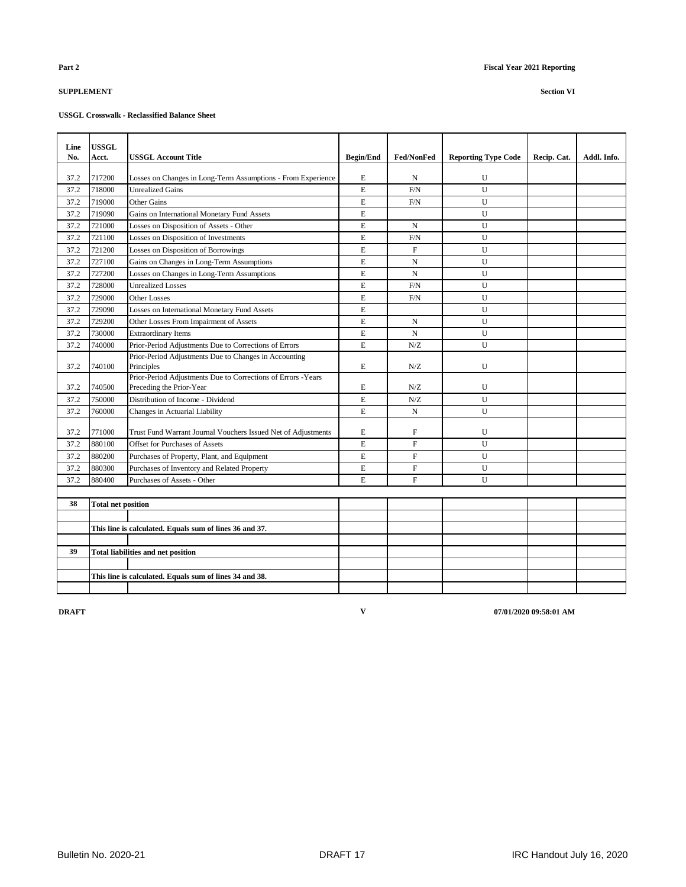**Part 2** **Fiscal Year 2021 Reporting**

**SUPPLEMENT** **Section VI**

**USSGL Crosswalk - Reclassified Balance Sheet**

| Line No. | USSGL Acct. | USSGL Account Title | Begin/End | Fed/NonFed | Reporting Type Code | Recip. Cat. | Addl. Info. |
|---|---|---|---|---|---|---|---|
| 37.2 | 717200 | Losses on Changes in Long-Term Assumptions - From Experience | E | N | U | | |
| 37.2 | 718000 | Unrealized Gains | E | F/N | U | | |
| 37.2 | 719000 | Other Gains | E | F/N | U | | |
| 37.2 | 719090 | Gains on International Monetary Fund Assets | E | | U | | |
| 37.2 | 721000 | Losses on Disposition of Assets - Other | E | N | U | | |
| 37.2 | 721100 | Losses on Disposition of Investments | E | F/N | U | | |
| 37.2 | 721200 | Losses on Disposition of Borrowings | E | F | U | | |
| 37.2 | 727100 | Gains on Changes in Long-Term Assumptions | E | N | U | | |
| 37.2 | 727200 | Losses on Changes in Long-Term Assumptions | E | N | U | | |
| 37.2 | 728000 | Unrealized Losses | E | F/N | U | | |
| 37.2 | 729000 | Other Losses | E | F/N | U | | |
| 37.2 | 729090 | Losses on International Monetary Fund Assets | E | | U | | |
| 37.2 | 729200 | Other Losses From Impairment of Assets | E | N | U | | |
| 37.2 | 730000 | Extraordinary Items | E | N | U | | |
| 37.2 | 740000 | Prior-Period Adjustments Due to Corrections of Errors | E | N/Z | U | | |
| 37.2 | 740100 | Prior-Period Adjustments Due to Changes in Accounting Principles | E | N/Z | U | | |
| 37.2 | 740500 | Prior-Period Adjustments Due to Corrections of Errors -Years Preceding the Prior-Year | E | N/Z | U | | |
| 37.2 | 750000 | Distribution of Income - Dividend | E | N/Z | U | | |
| 37.2 | 760000 | Changes in Actuarial Liability | E | N | U | | |
| 37.2 | 771000 | Trust Fund Warrant Journal Vouchers Issued Net of Adjustments | E | F | U | | |
| 37.2 | 880100 | Offset for Purchases of Assets | E | F | U | | |
| 37.2 | 880200 | Purchases of Property, Plant, and Equipment | E | F | U | | |
| 37.2 | 880300 | Purchases of Inventory and Related Property | E | F | U | | |
| 37.2 | 880400 | Purchases of Assets - Other | E | F | U | | |
| | | | | | | | |
| **38** | **Total net position** | | | | | | |
| | | | | | | | |
| | **This line is calculated. Equals sum of lines 36 and 37.** | | | | | | |
| | | | | | | | |
| **39** | **Total liabilities and net position** | | | | | | |
| | | | | | | | |
| | **This line is calculated. Equals sum of lines 34 and 38.** | | | | | | |
| | | | | | | | |

**DRAFT** **V** **07/01/2020 09:58:01 AM**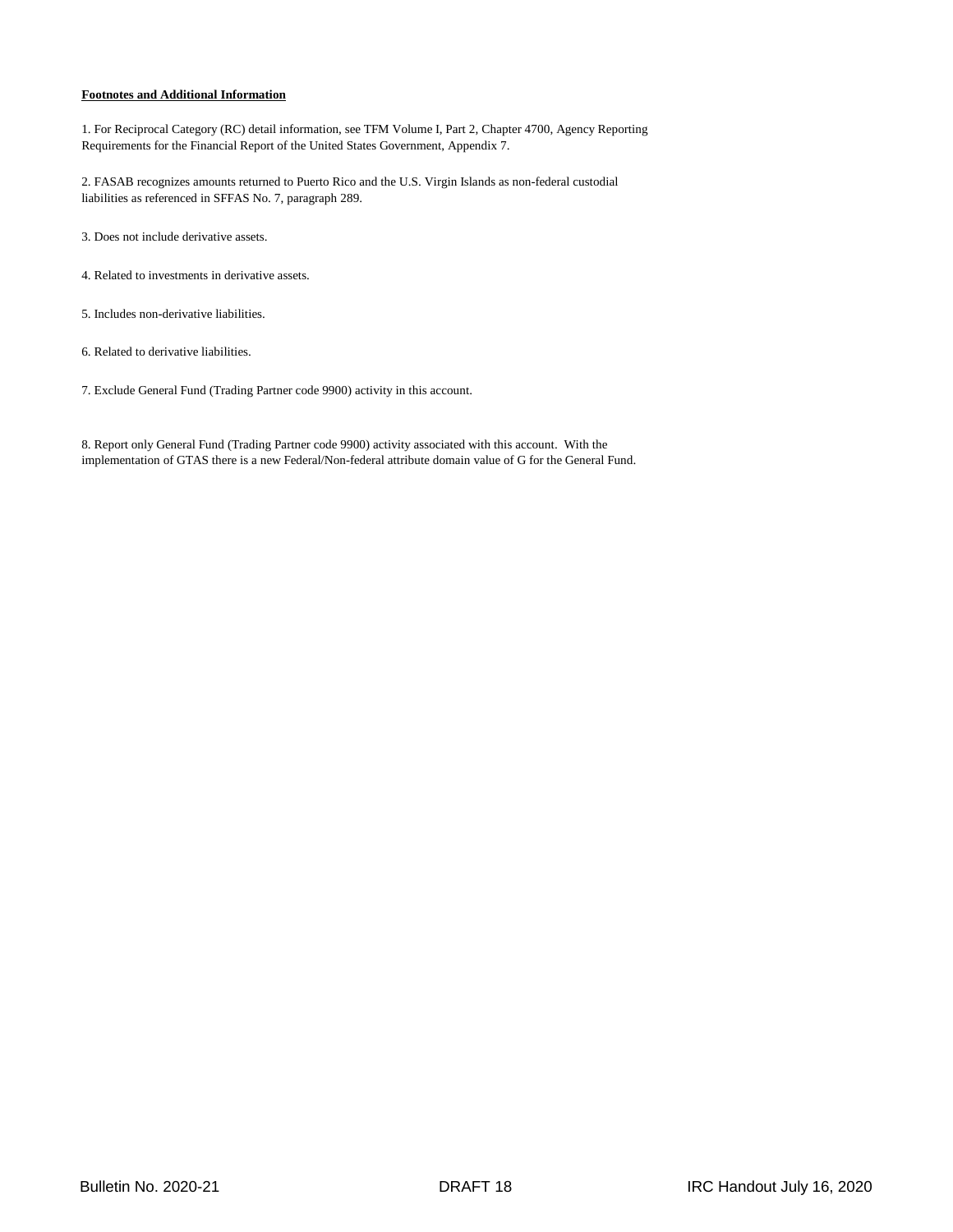**Footnotes and Additional Information**

1. For Reciprocal Category (RC) detail information, see TFM Volume I, Part 2, Chapter 4700, Agency Reporting Requirements for the Financial Report of the United States Government, Appendix 7.

2. FASAB recognizes amounts returned to Puerto Rico and the U.S. Virgin Islands as non-federal custodial liabilities as referenced in SFFAS No. 7, paragraph 289.

3. Does not include derivative assets.

4. Related to investments in derivative assets.

5. Includes non-derivative liabilities.

6. Related to derivative liabilities.

7. Exclude General Fund (Trading Partner code 9900) activity in this account.

8. Report only General Fund (Trading Partner code 9900) activity associated with this account. With the implementation of GTAS there is a new Federal/Non-federal attribute domain value of G for the General Fund.